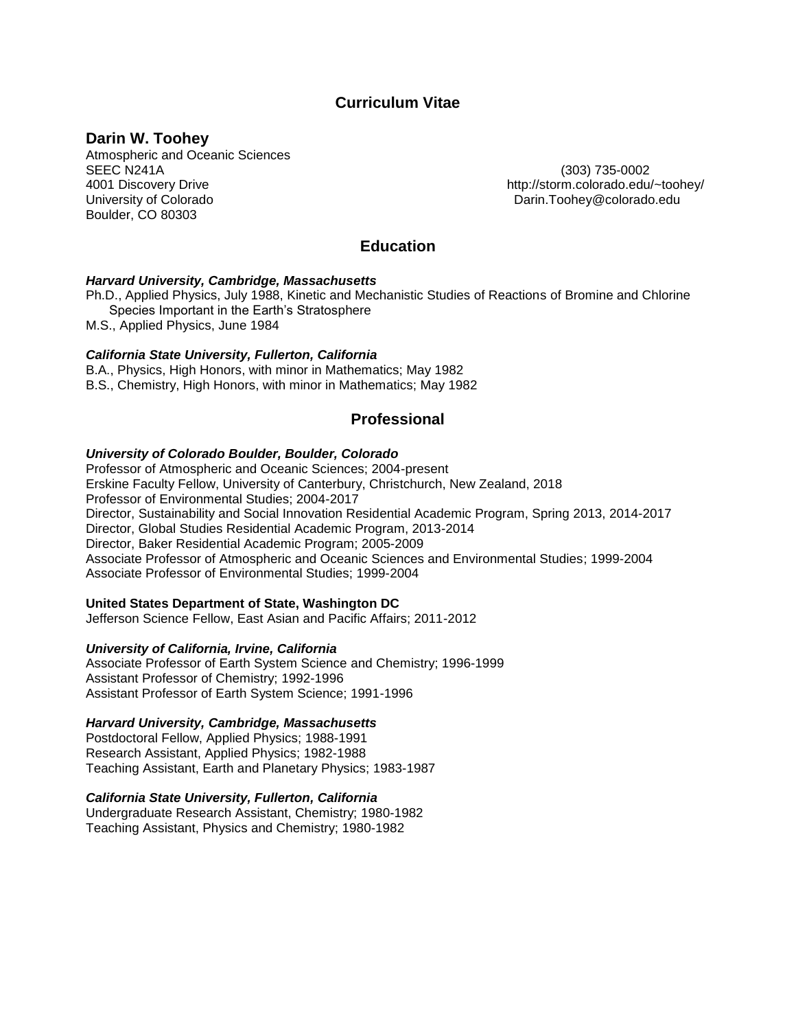# Curriculum Vitae

## Darin W. Toohey

Atmospheric and Oceanic Sciences
SEEC N241A
4001 Discovery Drive
University of Colorado
Boulder, CO 80303

(303) 735-0002
http://storm.colorado.edu/~toohey/
Darin.Toohey@colorado.edu

## Education

***Harvard University, Cambridge, Massachusetts***

Ph.D., Applied Physics, July 1988, Kinetic and Mechanistic Studies of Reactions of Bromine and Chlorine Species Important in the Earth's Stratosphere
M.S., Applied Physics, June 1984

***California State University, Fullerton, California***

B.A., Physics, High Honors, with minor in Mathematics; May 1982
B.S., Chemistry, High Honors, with minor in Mathematics; May 1982

## Professional

***University of Colorado Boulder, Boulder, Colorado***

Professor of Atmospheric and Oceanic Sciences; 2004-present
Erskine Faculty Fellow, University of Canterbury, Christchurch, New Zealand, 2018
Professor of Environmental Studies; 2004-2017
Director, Sustainability and Social Innovation Residential Academic Program, Spring 2013, 2014-2017
Director, Global Studies Residential Academic Program, 2013-2014
Director, Baker Residential Academic Program; 2005-2009
Associate Professor of Atmospheric and Oceanic Sciences and Environmental Studies; 1999-2004
Associate Professor of Environmental Studies; 1999-2004

**United States Department of State, Washington DC**

Jefferson Science Fellow, East Asian and Pacific Affairs; 2011-2012

***University of California, Irvine, California***

Associate Professor of Earth System Science and Chemistry; 1996-1999
Assistant Professor of Chemistry; 1992-1996
Assistant Professor of Earth System Science; 1991-1996

***Harvard University, Cambridge, Massachusetts***

Postdoctoral Fellow, Applied Physics; 1988-1991
Research Assistant, Applied Physics; 1982-1988
Teaching Assistant, Earth and Planetary Physics; 1983-1987

***California State University, Fullerton, California***

Undergraduate Research Assistant, Chemistry; 1980-1982
Teaching Assistant, Physics and Chemistry; 1980-1982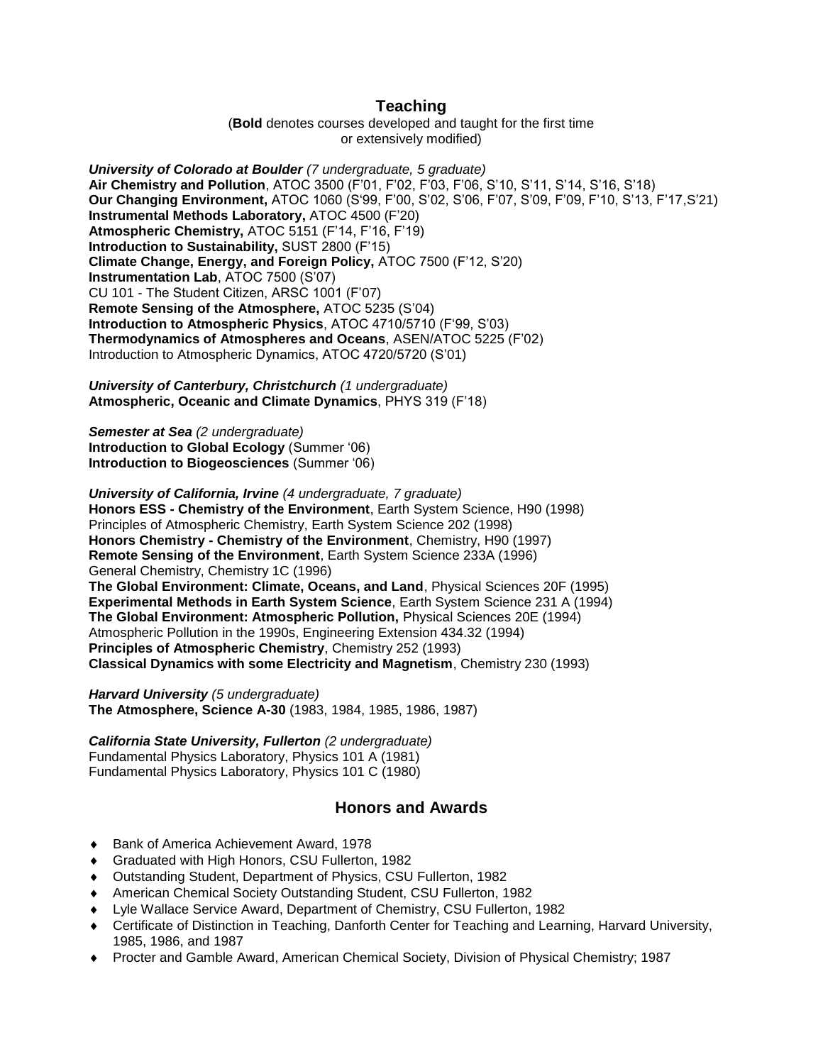## Teaching

(**Bold** denotes courses developed and taught for the first time or extensively modified)

***University of Colorado at Boulder*** *(7 undergraduate, 5 graduate)*
**Air Chemistry and Pollution**, ATOC 3500 (F'01, F'02, F'03, F'06, S'10, S'11, S'14, S'16, S'18)
**Our Changing Environment,** ATOC 1060 (S'99, F'00, S'02, S'06, F'07, S'09, F'09, F'10, S'13, F'17,S'21)
**Instrumental Methods Laboratory,** ATOC 4500 (F'20)
**Atmospheric Chemistry,** ATOC 5151 (F'14, F'16, F'19)
**Introduction to Sustainability,** SUST 2800 (F'15)
**Climate Change, Energy, and Foreign Policy,** ATOC 7500 (F'12, S'20)
**Instrumentation Lab**, ATOC 7500 (S'07)
CU 101 - The Student Citizen, ARSC 1001 (F'07)
**Remote Sensing of the Atmosphere,** ATOC 5235 (S'04)
**Introduction to Atmospheric Physics**, ATOC 4710/5710 (F'99, S'03)
**Thermodynamics of Atmospheres and Oceans**, ASEN/ATOC 5225 (F'02)
Introduction to Atmospheric Dynamics, ATOC 4720/5720 (S'01)

***University of Canterbury, Christchurch*** *(1 undergraduate)*
**Atmospheric, Oceanic and Climate Dynamics**, PHYS 319 (F'18)

***Semester at Sea*** *(2 undergraduate)*
**Introduction to Global Ecology** (Summer '06)
**Introduction to Biogeosciences** (Summer '06)

***University of California, Irvine*** *(4 undergraduate, 7 graduate)*
**Honors ESS - Chemistry of the Environment**, Earth System Science, H90 (1998)
Principles of Atmospheric Chemistry, Earth System Science 202 (1998)
**Honors Chemistry - Chemistry of the Environment**, Chemistry, H90 (1997)
**Remote Sensing of the Environment**, Earth System Science 233A (1996)
General Chemistry, Chemistry 1C (1996)
**The Global Environment: Climate, Oceans, and Land**, Physical Sciences 20F (1995)
**Experimental Methods in Earth System Science**, Earth System Science 231 A (1994)
**The Global Environment: Atmospheric Pollution,** Physical Sciences 20E (1994)
Atmospheric Pollution in the 1990s, Engineering Extension 434.32 (1994)
**Principles of Atmospheric Chemistry**, Chemistry 252 (1993)
**Classical Dynamics with some Electricity and Magnetism**, Chemistry 230 (1993)

***Harvard University*** *(5 undergraduate)*
**The Atmosphere, Science A-30** (1983, 1984, 1985, 1986, 1987)

***California State University, Fullerton*** *(2 undergraduate)*
Fundamental Physics Laboratory, Physics 101 A (1981)
Fundamental Physics Laboratory, Physics 101 C (1980)

## Honors and Awards

- Bank of America Achievement Award, 1978
- Graduated with High Honors, CSU Fullerton, 1982
- Outstanding Student, Department of Physics, CSU Fullerton, 1982
- American Chemical Society Outstanding Student, CSU Fullerton, 1982
- Lyle Wallace Service Award, Department of Chemistry, CSU Fullerton, 1982
- Certificate of Distinction in Teaching, Danforth Center for Teaching and Learning, Harvard University, 1985, 1986, and 1987
- Procter and Gamble Award, American Chemical Society, Division of Physical Chemistry; 1987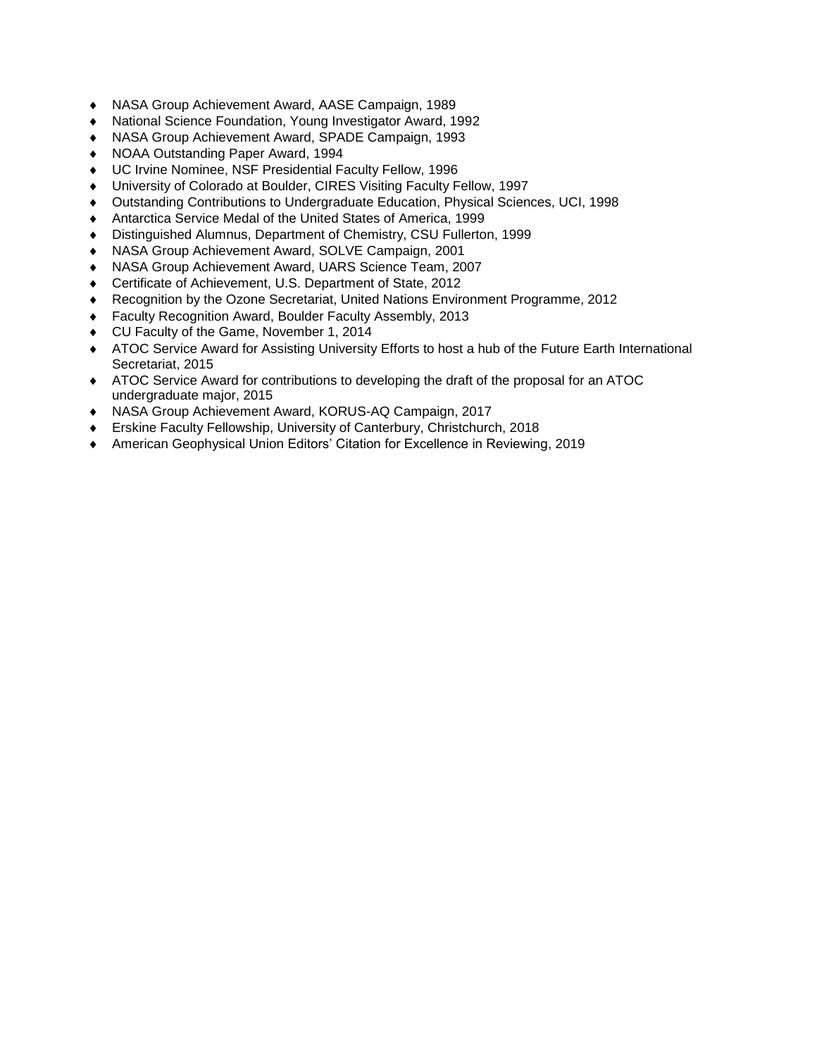- NASA Group Achievement Award, AASE Campaign, 1989
- National Science Foundation, Young Investigator Award, 1992
- NASA Group Achievement Award, SPADE Campaign, 1993
- NOAA Outstanding Paper Award, 1994
- UC Irvine Nominee, NSF Presidential Faculty Fellow, 1996
- University of Colorado at Boulder, CIRES Visiting Faculty Fellow, 1997
- Outstanding Contributions to Undergraduate Education, Physical Sciences, UCI, 1998
- Antarctica Service Medal of the United States of America, 1999
- Distinguished Alumnus, Department of Chemistry, CSU Fullerton, 1999
- NASA Group Achievement Award, SOLVE Campaign, 2001
- NASA Group Achievement Award, UARS Science Team, 2007
- Certificate of Achievement, U.S. Department of State, 2012
- Recognition by the Ozone Secretariat, United Nations Environment Programme, 2012
- Faculty Recognition Award, Boulder Faculty Assembly, 2013
- CU Faculty of the Game, November 1, 2014
- ATOC Service Award for Assisting University Efforts to host a hub of the Future Earth International Secretariat, 2015
- ATOC Service Award for contributions to developing the draft of the proposal for an ATOC undergraduate major, 2015
- NASA Group Achievement Award, KORUS-AQ Campaign, 2017
- Erskine Faculty Fellowship, University of Canterbury, Christchurch, 2018
- American Geophysical Union Editors' Citation for Excellence in Reviewing, 2019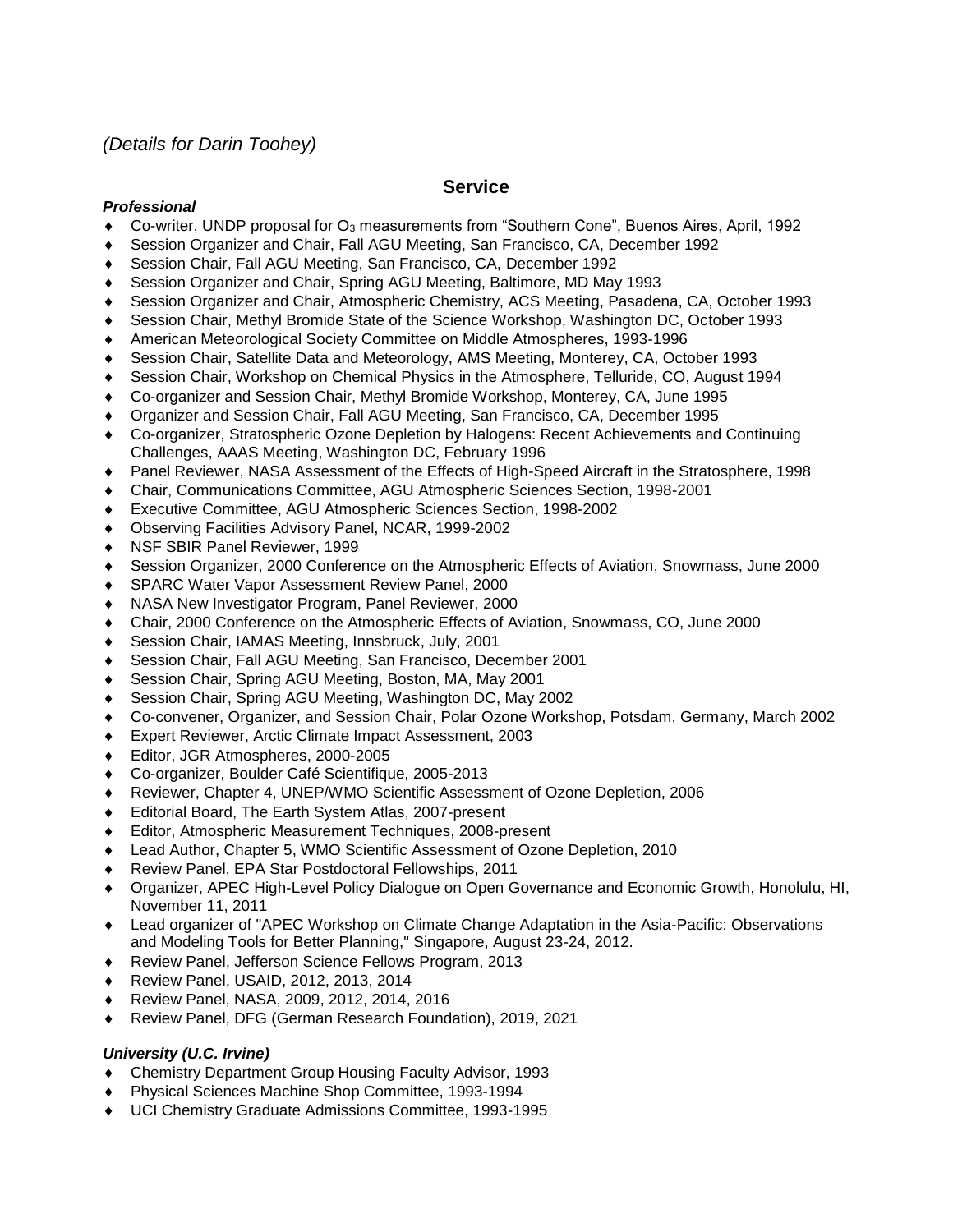*(Details for Darin Toohey)*

## Service

***Professional***

- Co-writer, UNDP proposal for $O_3$ measurements from "Southern Cone", Buenos Aires, April, 1992
- Session Organizer and Chair, Fall AGU Meeting, San Francisco, CA, December 1992
- Session Chair, Fall AGU Meeting, San Francisco, CA, December 1992
- Session Organizer and Chair, Spring AGU Meeting, Baltimore, MD May 1993
- Session Organizer and Chair, Atmospheric Chemistry, ACS Meeting, Pasadena, CA, October 1993
- Session Chair, Methyl Bromide State of the Science Workshop, Washington DC, October 1993
- American Meteorological Society Committee on Middle Atmospheres, 1993-1996
- Session Chair, Satellite Data and Meteorology, AMS Meeting, Monterey, CA, October 1993
- Session Chair, Workshop on Chemical Physics in the Atmosphere, Telluride, CO, August 1994
- Co-organizer and Session Chair, Methyl Bromide Workshop, Monterey, CA, June 1995
- Organizer and Session Chair, Fall AGU Meeting, San Francisco, CA, December 1995
- Co-organizer, Stratospheric Ozone Depletion by Halogens: Recent Achievements and Continuing Challenges, AAAS Meeting, Washington DC, February 1996
- Panel Reviewer, NASA Assessment of the Effects of High-Speed Aircraft in the Stratosphere, 1998
- Chair, Communications Committee, AGU Atmospheric Sciences Section, 1998-2001
- Executive Committee, AGU Atmospheric Sciences Section, 1998-2002
- Observing Facilities Advisory Panel, NCAR, 1999-2002
- NSF SBIR Panel Reviewer, 1999
- Session Organizer, 2000 Conference on the Atmospheric Effects of Aviation, Snowmass, June 2000
- SPARC Water Vapor Assessment Review Panel, 2000
- NASA New Investigator Program, Panel Reviewer, 2000
- Chair, 2000 Conference on the Atmospheric Effects of Aviation, Snowmass, CO, June 2000
- Session Chair, IAMAS Meeting, Innsbruck, July, 2001
- Session Chair, Fall AGU Meeting, San Francisco, December 2001
- Session Chair, Spring AGU Meeting, Boston, MA, May 2001
- Session Chair, Spring AGU Meeting, Washington DC, May 2002
- Co-convener, Organizer, and Session Chair, Polar Ozone Workshop, Potsdam, Germany, March 2002
- Expert Reviewer, Arctic Climate Impact Assessment, 2003
- Editor, JGR Atmospheres, 2000-2005
- Co-organizer, Boulder Café Scientifique, 2005-2013
- Reviewer, Chapter 4, UNEP/WMO Scientific Assessment of Ozone Depletion, 2006
- Editorial Board, The Earth System Atlas, 2007-present
- Editor, Atmospheric Measurement Techniques, 2008-present
- Lead Author, Chapter 5, WMO Scientific Assessment of Ozone Depletion, 2010
- Review Panel, EPA Star Postdoctoral Fellowships, 2011
- Organizer, APEC High-Level Policy Dialogue on Open Governance and Economic Growth, Honolulu, HI, November 11, 2011
- Lead organizer of "APEC Workshop on Climate Change Adaptation in the Asia-Pacific: Observations and Modeling Tools for Better Planning," Singapore, August 23-24, 2012.
- Review Panel, Jefferson Science Fellows Program, 2013
- Review Panel, USAID, 2012, 2013, 2014
- Review Panel, NASA, 2009, 2012, 2014, 2016
- Review Panel, DFG (German Research Foundation), 2019, 2021

***University (U.C. Irvine)***

- Chemistry Department Group Housing Faculty Advisor, 1993
- Physical Sciences Machine Shop Committee, 1993-1994
- UCI Chemistry Graduate Admissions Committee, 1993-1995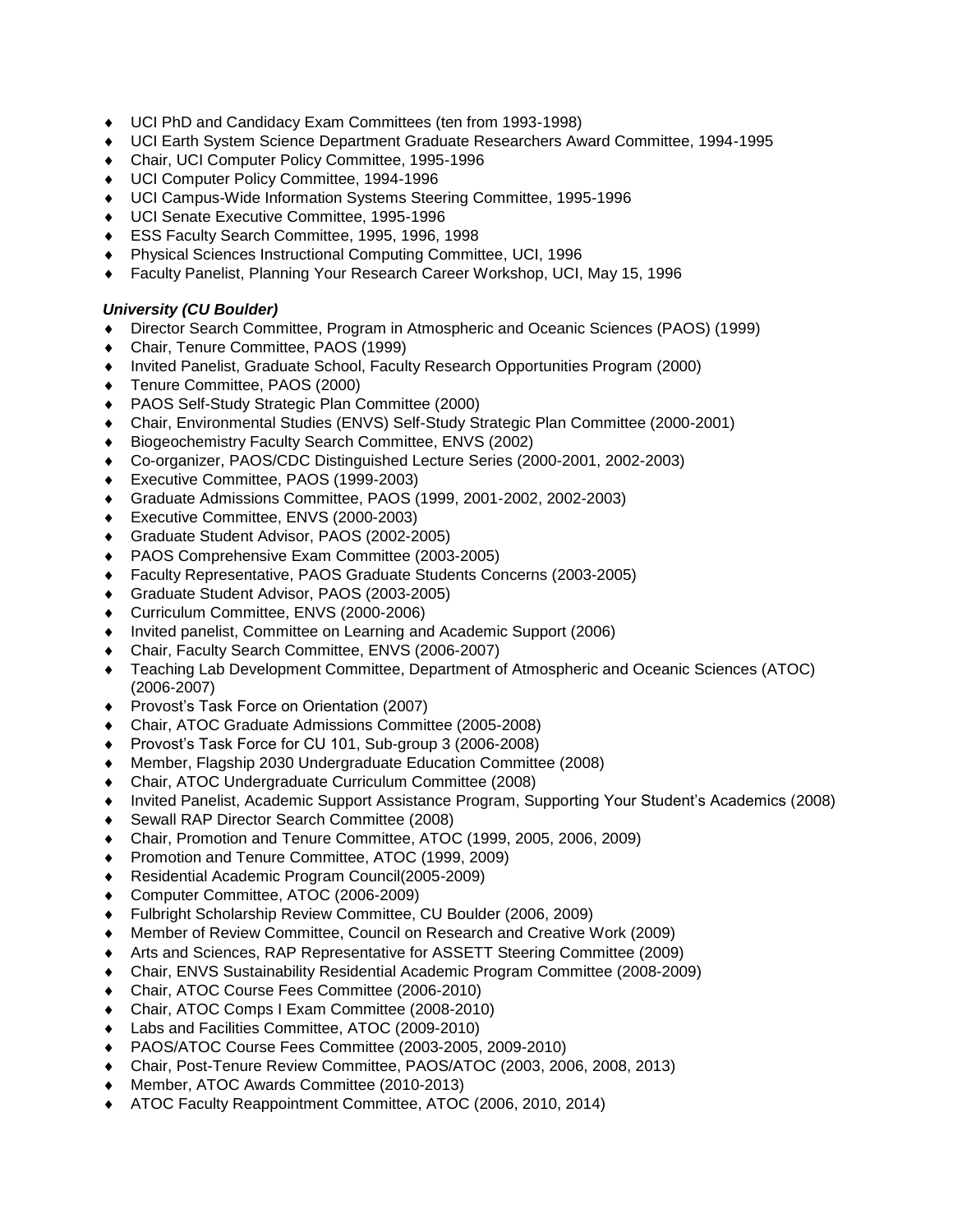- UCI PhD and Candidacy Exam Committees (ten from 1993-1998)
- UCI Earth System Science Department Graduate Researchers Award Committee, 1994-1995
- Chair, UCI Computer Policy Committee, 1995-1996
- UCI Computer Policy Committee, 1994-1996
- UCI Campus-Wide Information Systems Steering Committee, 1995-1996
- UCI Senate Executive Committee, 1995-1996
- ESS Faculty Search Committee, 1995, 1996, 1998
- Physical Sciences Instructional Computing Committee, UCI, 1996
- Faculty Panelist, Planning Your Research Career Workshop, UCI, May 15, 1996

***University (CU Boulder)***

- Director Search Committee, Program in Atmospheric and Oceanic Sciences (PAOS) (1999)
- Chair, Tenure Committee, PAOS (1999)
- Invited Panelist, Graduate School, Faculty Research Opportunities Program (2000)
- Tenure Committee, PAOS (2000)
- PAOS Self-Study Strategic Plan Committee (2000)
- Chair, Environmental Studies (ENVS) Self-Study Strategic Plan Committee (2000-2001)
- Biogeochemistry Faculty Search Committee, ENVS (2002)
- Co-organizer, PAOS/CDC Distinguished Lecture Series (2000-2001, 2002-2003)
- Executive Committee, PAOS (1999-2003)
- Graduate Admissions Committee, PAOS (1999, 2001-2002, 2002-2003)
- Executive Committee, ENVS (2000-2003)
- Graduate Student Advisor, PAOS (2002-2005)
- PAOS Comprehensive Exam Committee (2003-2005)
- Faculty Representative, PAOS Graduate Students Concerns (2003-2005)
- Graduate Student Advisor, PAOS (2003-2005)
- Curriculum Committee, ENVS (2000-2006)
- Invited panelist, Committee on Learning and Academic Support (2006)
- Chair, Faculty Search Committee, ENVS (2006-2007)
- Teaching Lab Development Committee, Department of Atmospheric and Oceanic Sciences (ATOC) (2006-2007)
- Provost's Task Force on Orientation (2007)
- Chair, ATOC Graduate Admissions Committee (2005-2008)
- Provost's Task Force for CU 101, Sub-group 3 (2006-2008)
- Member, Flagship 2030 Undergraduate Education Committee (2008)
- Chair, ATOC Undergraduate Curriculum Committee (2008)
- Invited Panelist, Academic Support Assistance Program, Supporting Your Student's Academics (2008)
- Sewall RAP Director Search Committee (2008)
- Chair, Promotion and Tenure Committee, ATOC (1999, 2005, 2006, 2009)
- Promotion and Tenure Committee, ATOC (1999, 2009)
- Residential Academic Program Council(2005-2009)
- Computer Committee, ATOC (2006-2009)
- Fulbright Scholarship Review Committee, CU Boulder (2006, 2009)
- Member of Review Committee, Council on Research and Creative Work (2009)
- Arts and Sciences, RAP Representative for ASSETT Steering Committee (2009)
- Chair, ENVS Sustainability Residential Academic Program Committee (2008-2009)
- Chair, ATOC Course Fees Committee (2006-2010)
- Chair, ATOC Comps I Exam Committee (2008-2010)
- Labs and Facilities Committee, ATOC (2009-2010)
- PAOS/ATOC Course Fees Committee (2003-2005, 2009-2010)
- Chair, Post-Tenure Review Committee, PAOS/ATOC (2003, 2006, 2008, 2013)
- Member, ATOC Awards Committee (2010-2013)
- ATOC Faculty Reappointment Committee, ATOC (2006, 2010, 2014)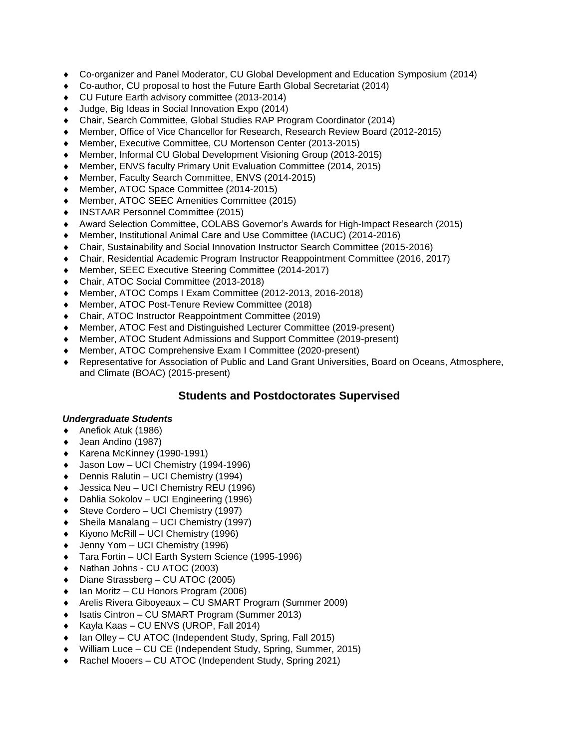- Co-organizer and Panel Moderator, CU Global Development and Education Symposium (2014)
- Co-author, CU proposal to host the Future Earth Global Secretariat (2014)
- CU Future Earth advisory committee (2013-2014)
- Judge, Big Ideas in Social Innovation Expo (2014)
- Chair, Search Committee, Global Studies RAP Program Coordinator (2014)
- Member, Office of Vice Chancellor for Research, Research Review Board (2012-2015)
- Member, Executive Committee, CU Mortenson Center (2013-2015)
- Member, Informal CU Global Development Visioning Group (2013-2015)
- Member, ENVS faculty Primary Unit Evaluation Committee (2014, 2015)
- Member, Faculty Search Committee, ENVS (2014-2015)
- Member, ATOC Space Committee (2014-2015)
- Member, ATOC SEEC Amenities Committee (2015)
- INSTAAR Personnel Committee (2015)
- Award Selection Committee, COLABS Governor's Awards for High-Impact Research (2015)
- Member, Institutional Animal Care and Use Committee (IACUC) (2014-2016)
- Chair, Sustainability and Social Innovation Instructor Search Committee (2015-2016)
- Chair, Residential Academic Program Instructor Reappointment Committee (2016, 2017)
- Member, SEEC Executive Steering Committee (2014-2017)
- Chair, ATOC Social Committee (2013-2018)
- Member, ATOC Comps I Exam Committee (2012-2013, 2016-2018)
- Member, ATOC Post-Tenure Review Committee (2018)
- Chair, ATOC Instructor Reappointment Committee (2019)
- Member, ATOC Fest and Distinguished Lecturer Committee (2019-present)
- Member, ATOC Student Admissions and Support Committee (2019-present)
- Member, ATOC Comprehensive Exam I Committee (2020-present)
- Representative for Association of Public and Land Grant Universities, Board on Oceans, Atmosphere, and Climate (BOAC) (2015-present)

## Students and Postdoctorates Supervised

***Undergraduate Students***

- Anefiok Atuk (1986)
- Jean Andino (1987)
- Karena McKinney (1990-1991)
- Jason Low – UCI Chemistry (1994-1996)
- Dennis Ralutin – UCI Chemistry (1994)
- Jessica Neu – UCI Chemistry REU (1996)
- Dahlia Sokolov – UCI Engineering (1996)
- Steve Cordero – UCI Chemistry (1997)
- Sheila Manalang – UCI Chemistry (1997)
- Kiyono McRill – UCI Chemistry (1996)
- Jenny Yom – UCI Chemistry (1996)
- Tara Fortin – UCI Earth System Science (1995-1996)
- Nathan Johns - CU ATOC (2003)
- Diane Strassberg – CU ATOC (2005)
- Ian Moritz – CU Honors Program (2006)
- Arelis Rivera Giboyeaux – CU SMART Program (Summer 2009)
- Isatis Cintron – CU SMART Program (Summer 2013)
- Kayla Kaas – CU ENVS (UROP, Fall 2014)
- Ian Olley – CU ATOC (Independent Study, Spring, Fall 2015)
- William Luce – CU CE (Independent Study, Spring, Summer, 2015)
- Rachel Mooers – CU ATOC (Independent Study, Spring 2021)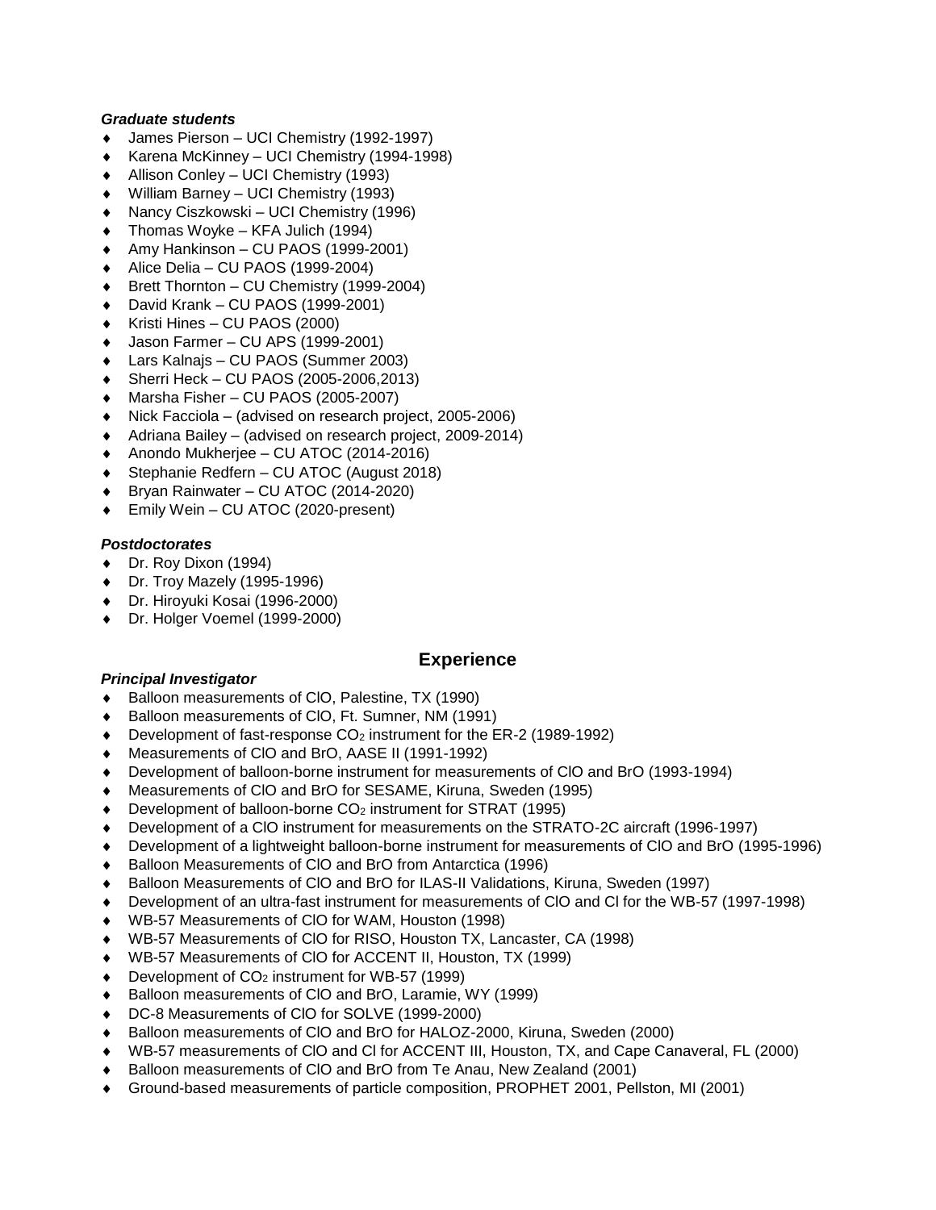***Graduate students***

- James Pierson – UCI Chemistry (1992-1997)
- Karena McKinney – UCI Chemistry (1994-1998)
- Allison Conley – UCI Chemistry (1993)
- William Barney – UCI Chemistry (1993)
- Nancy Ciszkowski – UCI Chemistry (1996)
- Thomas Woyke – KFA Julich (1994)
- Amy Hankinson – CU PAOS (1999-2001)
- Alice Delia – CU PAOS (1999-2004)
- Brett Thornton – CU Chemistry (1999-2004)
- David Krank – CU PAOS (1999-2001)
- Kristi Hines – CU PAOS (2000)
- Jason Farmer – CU APS (1999-2001)
- Lars Kalnajs – CU PAOS (Summer 2003)
- Sherri Heck – CU PAOS (2005-2006,2013)
- Marsha Fisher – CU PAOS (2005-2007)
- Nick Facciola – (advised on research project, 2005-2006)
- Adriana Bailey – (advised on research project, 2009-2014)
- Anondo Mukherjee – CU ATOC (2014-2016)
- Stephanie Redfern – CU ATOC (August 2018)
- Bryan Rainwater – CU ATOC (2014-2020)
- Emily Wein – CU ATOC (2020-present)

***Postdoctorates***

- Dr. Roy Dixon (1994)
- Dr. Troy Mazely (1995-1996)
- Dr. Hiroyuki Kosai (1996-2000)
- Dr. Holger Voemel (1999-2000)

## Experience

***Principal Investigator***

- Balloon measurements of ClO, Palestine, TX (1990)
- Balloon measurements of ClO, Ft. Sumner, NM (1991)
- Development of fast-response $CO_2$ instrument for the ER-2 (1989-1992)
- Measurements of ClO and BrO, AASE II (1991-1992)
- Development of balloon-borne instrument for measurements of ClO and BrO (1993-1994)
- Measurements of ClO and BrO for SESAME, Kiruna, Sweden (1995)
- Development of balloon-borne $CO_2$ instrument for STRAT (1995)
- Development of a ClO instrument for measurements on the STRATO-2C aircraft (1996-1997)
- Development of a lightweight balloon-borne instrument for measurements of ClO and BrO (1995-1996)
- Balloon Measurements of ClO and BrO from Antarctica (1996)
- Balloon Measurements of ClO and BrO for ILAS-II Validations, Kiruna, Sweden (1997)
- Development of an ultra-fast instrument for measurements of ClO and Cl for the WB-57 (1997-1998)
- WB-57 Measurements of ClO for WAM, Houston (1998)
- WB-57 Measurements of ClO for RISO, Houston TX, Lancaster, CA (1998)
- WB-57 Measurements of ClO for ACCENT II, Houston, TX (1999)
- Development of $CO_2$ instrument for WB-57 (1999)
- Balloon measurements of ClO and BrO, Laramie, WY (1999)
- DC-8 Measurements of ClO for SOLVE (1999-2000)
- Balloon measurements of ClO and BrO for HALOZ-2000, Kiruna, Sweden (2000)
- WB-57 measurements of ClO and Cl for ACCENT III, Houston, TX, and Cape Canaveral, FL (2000)
- Balloon measurements of ClO and BrO from Te Anau, New Zealand (2001)
- Ground-based measurements of particle composition, PROPHET 2001, Pellston, MI (2001)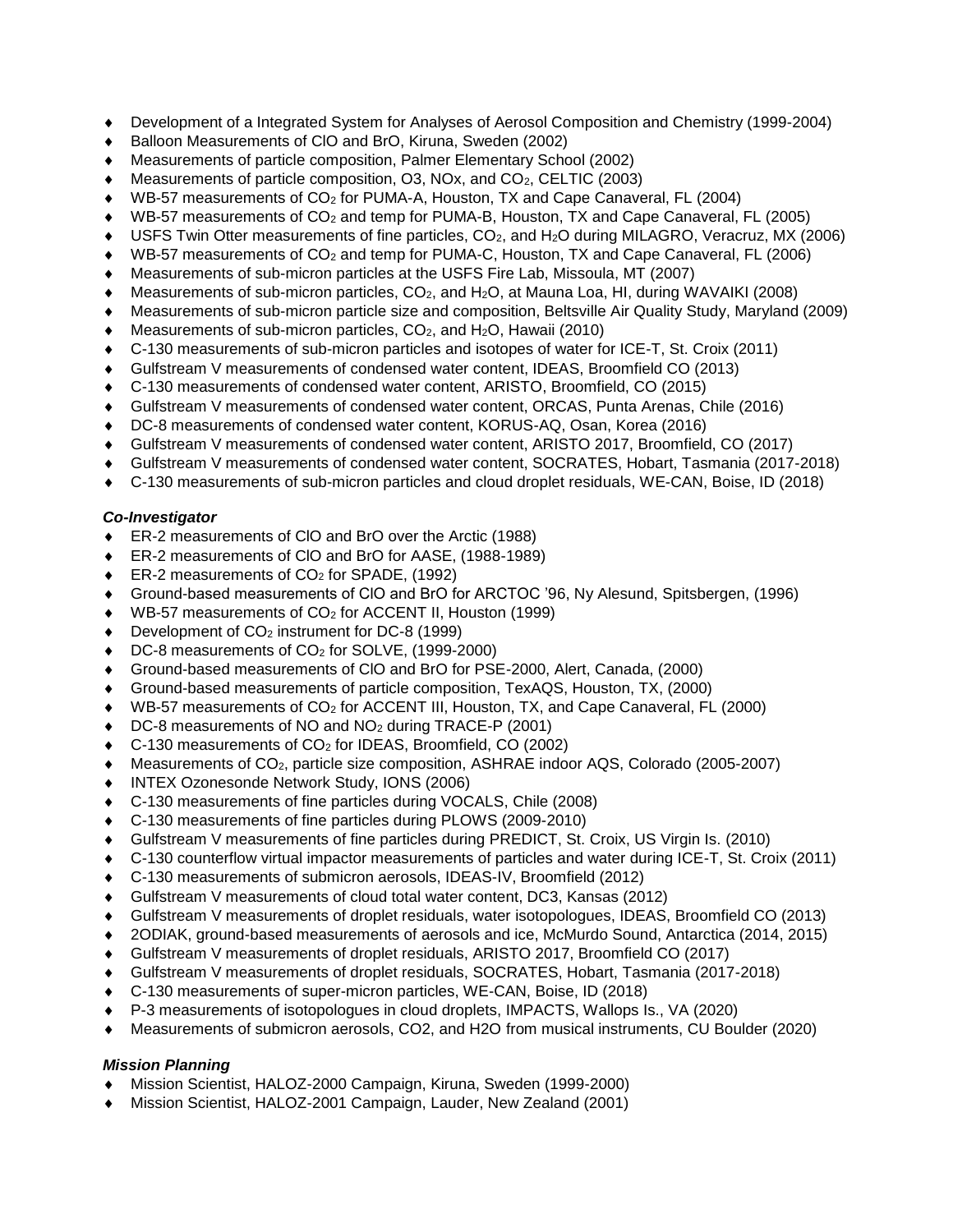- Development of a Integrated System for Analyses of Aerosol Composition and Chemistry (1999-2004)
- Balloon Measurements of ClO and BrO, Kiruna, Sweden (2002)
- Measurements of particle composition, Palmer Elementary School (2002)
- Measurements of particle composition, O3, NOx, and $CO_2$, CELTIC (2003)
- WB-57 measurements of $CO_2$ for PUMA-A, Houston, TX and Cape Canaveral, FL (2004)
- WB-57 measurements of $CO_2$ and temp for PUMA-B, Houston, TX and Cape Canaveral, FL (2005)
- USFS Twin Otter measurements of fine particles, $CO_2$, and $H_2O$ during MILAGRO, Veracruz, MX (2006)
- WB-57 measurements of $CO_2$ and temp for PUMA-C, Houston, TX and Cape Canaveral, FL (2006)
- Measurements of sub-micron particles at the USFS Fire Lab, Missoula, MT (2007)
- Measurements of sub-micron particles, $CO_2$, and $H_2O$, at Mauna Loa, HI, during WAVAIKI (2008)
- Measurements of sub-micron particle size and composition, Beltsville Air Quality Study, Maryland (2009)
- Measurements of sub-micron particles, $CO_2$, and $H_2O$, Hawaii (2010)
- C-130 measurements of sub-micron particles and isotopes of water for ICE-T, St. Croix (2011)
- Gulfstream V measurements of condensed water content, IDEAS, Broomfield CO (2013)
- C-130 measurements of condensed water content, ARISTO, Broomfield, CO (2015)
- Gulfstream V measurements of condensed water content, ORCAS, Punta Arenas, Chile (2016)
- DC-8 measurements of condensed water content, KORUS-AQ, Osan, Korea (2016)
- Gulfstream V measurements of condensed water content, ARISTO 2017, Broomfield, CO (2017)
- Gulfstream V measurements of condensed water content, SOCRATES, Hobart, Tasmania (2017-2018)
- C-130 measurements of sub-micron particles and cloud droplet residuals, WE-CAN, Boise, ID (2018)

***Co-Investigator***

- ER-2 measurements of ClO and BrO over the Arctic (1988)
- ER-2 measurements of ClO and BrO for AASE, (1988-1989)
- ER-2 measurements of $CO_2$ for SPADE, (1992)
- Ground-based measurements of ClO and BrO for ARCTOC '96, Ny Alesund, Spitsbergen, (1996)
- WB-57 measurements of $CO_2$ for ACCENT II, Houston (1999)
- Development of $CO_2$ instrument for DC-8 (1999)
- DC-8 measurements of $CO_2$ for SOLVE, (1999-2000)
- Ground-based measurements of ClO and BrO for PSE-2000, Alert, Canada, (2000)
- Ground-based measurements of particle composition, TexAQS, Houston, TX, (2000)
- WB-57 measurements of $CO_2$ for ACCENT III, Houston, TX, and Cape Canaveral, FL (2000)
- DC-8 measurements of NO and $NO_2$ during TRACE-P (2001)
- C-130 measurements of $CO_2$ for IDEAS, Broomfield, CO (2002)
- Measurements of $CO_2$, particle size composition, ASHRAE indoor AQS, Colorado (2005-2007)
- INTEX Ozonesonde Network Study, IONS (2006)
- C-130 measurements of fine particles during VOCALS, Chile (2008)
- C-130 measurements of fine particles during PLOWS (2009-2010)
- Gulfstream V measurements of fine particles during PREDICT, St. Croix, US Virgin Is. (2010)
- C-130 counterflow virtual impactor measurements of particles and water during ICE-T, St. Croix (2011)
- C-130 measurements of submicron aerosols, IDEAS-IV, Broomfield (2012)
- Gulfstream V measurements of cloud total water content, DC3, Kansas (2012)
- Gulfstream V measurements of droplet residuals, water isotopologues, IDEAS, Broomfield CO (2013)
- 2ODIAK, ground-based measurements of aerosols and ice, McMurdo Sound, Antarctica (2014, 2015)
- Gulfstream V measurements of droplet residuals, ARISTO 2017, Broomfield CO (2017)
- Gulfstream V measurements of droplet residuals, SOCRATES, Hobart, Tasmania (2017-2018)
- C-130 measurements of super-micron particles, WE-CAN, Boise, ID (2018)
- P-3 measurements of isotopologues in cloud droplets, IMPACTS, Wallops Is., VA (2020)
- Measurements of submicron aerosols, CO2, and H2O from musical instruments, CU Boulder (2020)

***Mission Planning***

- Mission Scientist, HALOZ-2000 Campaign, Kiruna, Sweden (1999-2000)
- Mission Scientist, HALOZ-2001 Campaign, Lauder, New Zealand (2001)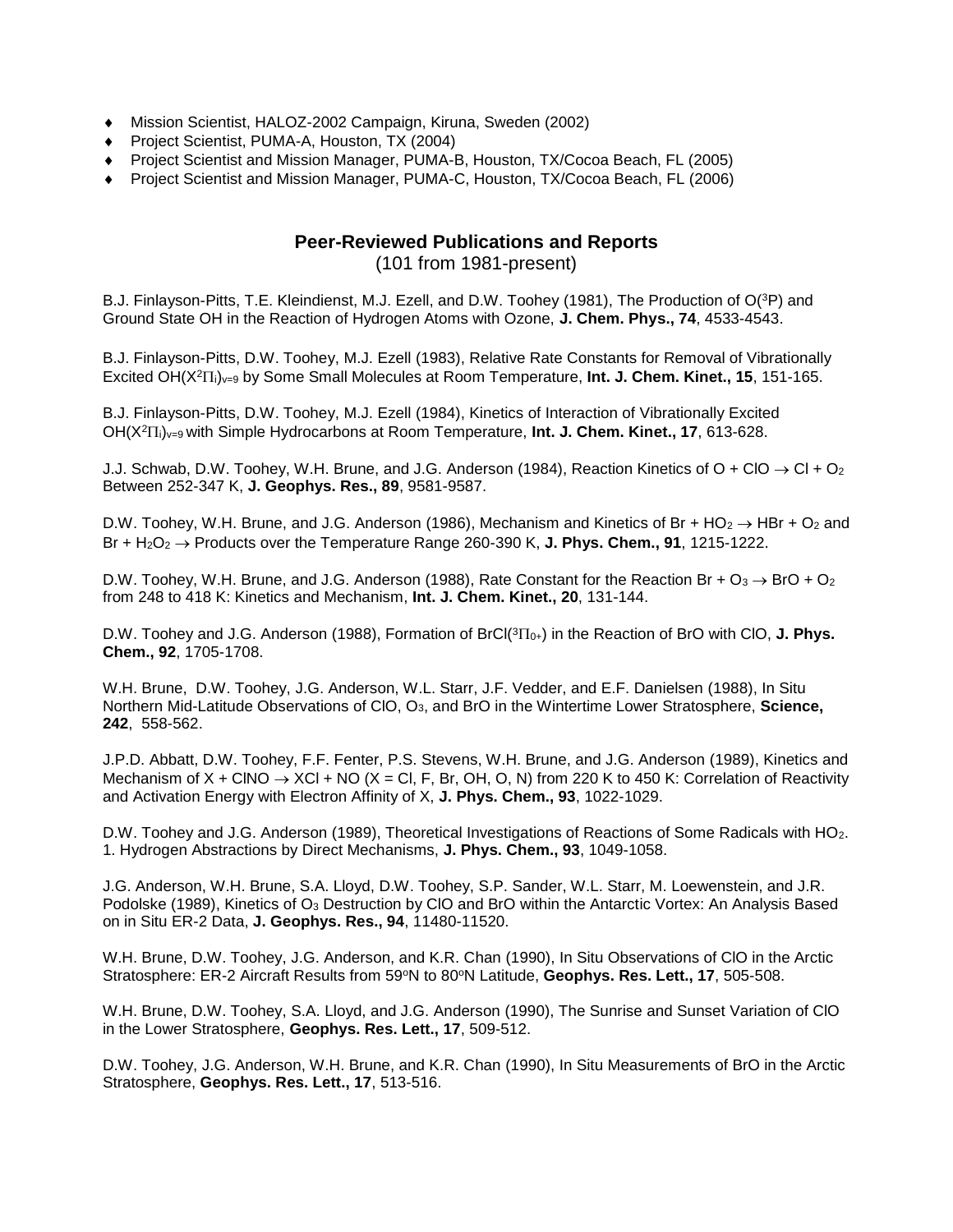- Mission Scientist, HALOZ-2002 Campaign, Kiruna, Sweden (2002)
- Project Scientist, PUMA-A, Houston, TX (2004)
- Project Scientist and Mission Manager, PUMA-B, Houston, TX/Cocoa Beach, FL (2005)
- Project Scientist and Mission Manager, PUMA-C, Houston, TX/Cocoa Beach, FL (2006)

## Peer-Reviewed Publications and Reports

(101 from 1981-present)

B.J. Finlayson-Pitts, T.E. Kleindienst, M.J. Ezell, and D.W. Toohey (1981), The Production of $O(^3P)$ and Ground State OH in the Reaction of Hydrogen Atoms with Ozone, **J. Chem. Phys., 74**, 4533-4543.

B.J. Finlayson-Pitts, D.W. Toohey, M.J. Ezell (1983), Relative Rate Constants for Removal of Vibrationally Excited $OH(X^2\Pi_i)_{v=9}$ by Some Small Molecules at Room Temperature, **Int. J. Chem. Kinet., 15**, 151-165.

B.J. Finlayson-Pitts, D.W. Toohey, M.J. Ezell (1984), Kinetics of Interaction of Vibrationally Excited $OH(X^2\Pi_i)_{v=9}$ with Simple Hydrocarbons at Room Temperature, **Int. J. Chem. Kinet., 17**, 613-628.

J.J. Schwab, D.W. Toohey, W.H. Brune, and J.G. Anderson (1984), Reaction Kinetics of $O + ClO \rightarrow Cl + O_2$ Between 252-347 K, **J. Geophys. Res., 89**, 9581-9587.

D.W. Toohey, W.H. Brune, and J.G. Anderson (1986), Mechanism and Kinetics of $Br + HO_2 \rightarrow HBr + O_2$ and $Br + H_2O_2 \rightarrow$ Products over the Temperature Range 260-390 K, **J. Phys. Chem., 91**, 1215-1222.

D.W. Toohey, W.H. Brune, and J.G. Anderson (1988), Rate Constant for the Reaction $Br + O_3 \rightarrow BrO + O_2$ from 248 to 418 K: Kinetics and Mechanism, **Int. J. Chem. Kinet., 20**, 131-144.

D.W. Toohey and J.G. Anderson (1988), Formation of $BrCl(^3\Pi_{0+})$ in the Reaction of BrO with ClO, **J. Phys. Chem., 92**, 1705-1708.

W.H. Brune, D.W. Toohey, J.G. Anderson, W.L. Starr, J.F. Vedder, and E.F. Danielsen (1988), In Situ Northern Mid-Latitude Observations of ClO, $O_3$, and BrO in the Wintertime Lower Stratosphere, **Science, 242**, 558-562.

J.P.D. Abbatt, D.W. Toohey, F.F. Fenter, P.S. Stevens, W.H. Brune, and J.G. Anderson (1989), Kinetics and Mechanism of $X + ClNO \rightarrow XCl + NO$ (X = Cl, F, Br, OH, O, N) from 220 K to 450 K: Correlation of Reactivity and Activation Energy with Electron Affinity of X, **J. Phys. Chem., 93**, 1022-1029.

D.W. Toohey and J.G. Anderson (1989), Theoretical Investigations of Reactions of Some Radicals with $HO_2$. 1. Hydrogen Abstractions by Direct Mechanisms, **J. Phys. Chem., 93**, 1049-1058.

J.G. Anderson, W.H. Brune, S.A. Lloyd, D.W. Toohey, S.P. Sander, W.L. Starr, M. Loewenstein, and J.R. Podolske (1989), Kinetics of $O_3$ Destruction by ClO and BrO within the Antarctic Vortex: An Analysis Based on in Situ ER-2 Data, **J. Geophys. Res., 94**, 11480-11520.

W.H. Brune, D.W. Toohey, J.G. Anderson, and K.R. Chan (1990), In Situ Observations of ClO in the Arctic Stratosphere: ER-2 Aircraft Results from 59ºN to 80ºN Latitude, **Geophys. Res. Lett., 17**, 505-508.

W.H. Brune, D.W. Toohey, S.A. Lloyd, and J.G. Anderson (1990), The Sunrise and Sunset Variation of ClO in the Lower Stratosphere, **Geophys. Res. Lett., 17**, 509-512.

D.W. Toohey, J.G. Anderson, W.H. Brune, and K.R. Chan (1990), In Situ Measurements of BrO in the Arctic Stratosphere, **Geophys. Res. Lett., 17**, 513-516.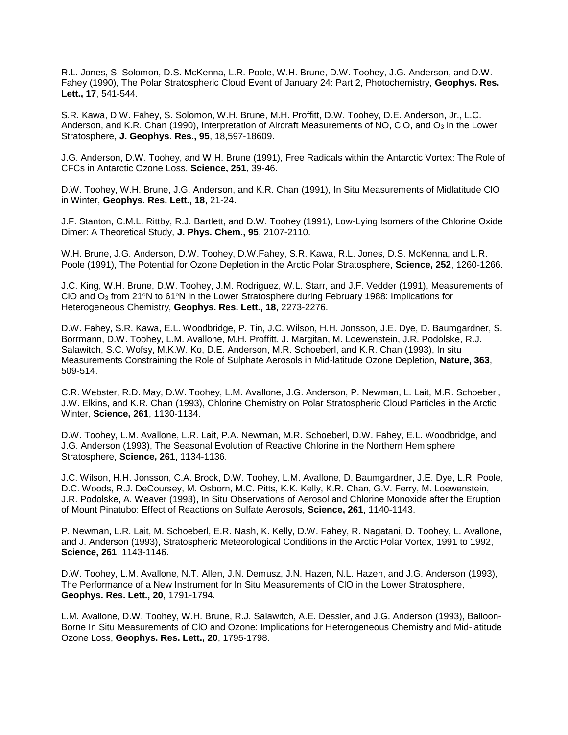R.L. Jones, S. Solomon, D.S. McKenna, L.R. Poole, W.H. Brune, D.W. Toohey, J.G. Anderson, and D.W. Fahey (1990), The Polar Stratospheric Cloud Event of January 24: Part 2, Photochemistry, **Geophys. Res. Lett., 17**, 541-544.

S.R. Kawa, D.W. Fahey, S. Solomon, W.H. Brune, M.H. Proffitt, D.W. Toohey, D.E. Anderson, Jr., L.C. Anderson, and K.R. Chan (1990), Interpretation of Aircraft Measurements of NO, ClO, and $O_3$ in the Lower Stratosphere, **J. Geophys. Res., 95**, 18,597-18609.

J.G. Anderson, D.W. Toohey, and W.H. Brune (1991), Free Radicals within the Antarctic Vortex: The Role of CFCs in Antarctic Ozone Loss, **Science, 251**, 39-46.

D.W. Toohey, W.H. Brune, J.G. Anderson, and K.R. Chan (1991), In Situ Measurements of Midlatitude ClO in Winter, **Geophys. Res. Lett., 18**, 21-24.

J.F. Stanton, C.M.L. Rittby, R.J. Bartlett, and D.W. Toohey (1991), Low-Lying Isomers of the Chlorine Oxide Dimer: A Theoretical Study, **J. Phys. Chem., 95**, 2107-2110.

W.H. Brune, J.G. Anderson, D.W. Toohey, D.W.Fahey, S.R. Kawa, R.L. Jones, D.S. McKenna, and L.R. Poole (1991), The Potential for Ozone Depletion in the Arctic Polar Stratosphere, **Science, 252**, 1260-1266.

J.C. King, W.H. Brune, D.W. Toohey, J.M. Rodriguez, W.L. Starr, and J.F. Vedder (1991), Measurements of ClO and $O_3$ from 21ºN to 61ºN in the Lower Stratosphere during February 1988: Implications for Heterogeneous Chemistry, **Geophys. Res. Lett., 18**, 2273-2276.

D.W. Fahey, S.R. Kawa, E.L. Woodbridge, P. Tin, J.C. Wilson, H.H. Jonsson, J.E. Dye, D. Baumgardner, S. Borrmann, D.W. Toohey, L.M. Avallone, M.H. Proffitt, J. Margitan, M. Loewenstein, J.R. Podolske, R.J. Salawitch, S.C. Wofsy, M.K.W. Ko, D.E. Anderson, M.R. Schoeberl, and K.R. Chan (1993), In situ Measurements Constraining the Role of Sulphate Aerosols in Mid-latitude Ozone Depletion, **Nature, 363**, 509-514.

C.R. Webster, R.D. May, D.W. Toohey, L.M. Avallone, J.G. Anderson, P. Newman, L. Lait, M.R. Schoeberl, J.W. Elkins, and K.R. Chan (1993), Chlorine Chemistry on Polar Stratospheric Cloud Particles in the Arctic Winter, **Science, 261**, 1130-1134.

D.W. Toohey, L.M. Avallone, L.R. Lait, P.A. Newman, M.R. Schoeberl, D.W. Fahey, E.L. Woodbridge, and J.G. Anderson (1993), The Seasonal Evolution of Reactive Chlorine in the Northern Hemisphere Stratosphere, **Science, 261**, 1134-1136.

J.C. Wilson, H.H. Jonsson, C.A. Brock, D.W. Toohey, L.M. Avallone, D. Baumgardner, J.E. Dye, L.R. Poole, D.C. Woods, R.J. DeCoursey, M. Osborn, M.C. Pitts, K.K. Kelly, K.R. Chan, G.V. Ferry, M. Loewenstein, J.R. Podolske, A. Weaver (1993), In Situ Observations of Aerosol and Chlorine Monoxide after the Eruption of Mount Pinatubo: Effect of Reactions on Sulfate Aerosols, **Science, 261**, 1140-1143.

P. Newman, L.R. Lait, M. Schoeberl, E.R. Nash, K. Kelly, D.W. Fahey, R. Nagatani, D. Toohey, L. Avallone, and J. Anderson (1993), Stratospheric Meteorological Conditions in the Arctic Polar Vortex, 1991 to 1992, **Science, 261**, 1143-1146.

D.W. Toohey, L.M. Avallone, N.T. Allen, J.N. Demusz, J.N. Hazen, N.L. Hazen, and J.G. Anderson (1993), The Performance of a New Instrument for In Situ Measurements of ClO in the Lower Stratosphere, **Geophys. Res. Lett., 20**, 1791-1794.

L.M. Avallone, D.W. Toohey, W.H. Brune, R.J. Salawitch, A.E. Dessler, and J.G. Anderson (1993), Balloon-Borne In Situ Measurements of ClO and Ozone: Implications for Heterogeneous Chemistry and Mid-latitude Ozone Loss, **Geophys. Res. Lett., 20**, 1795-1798.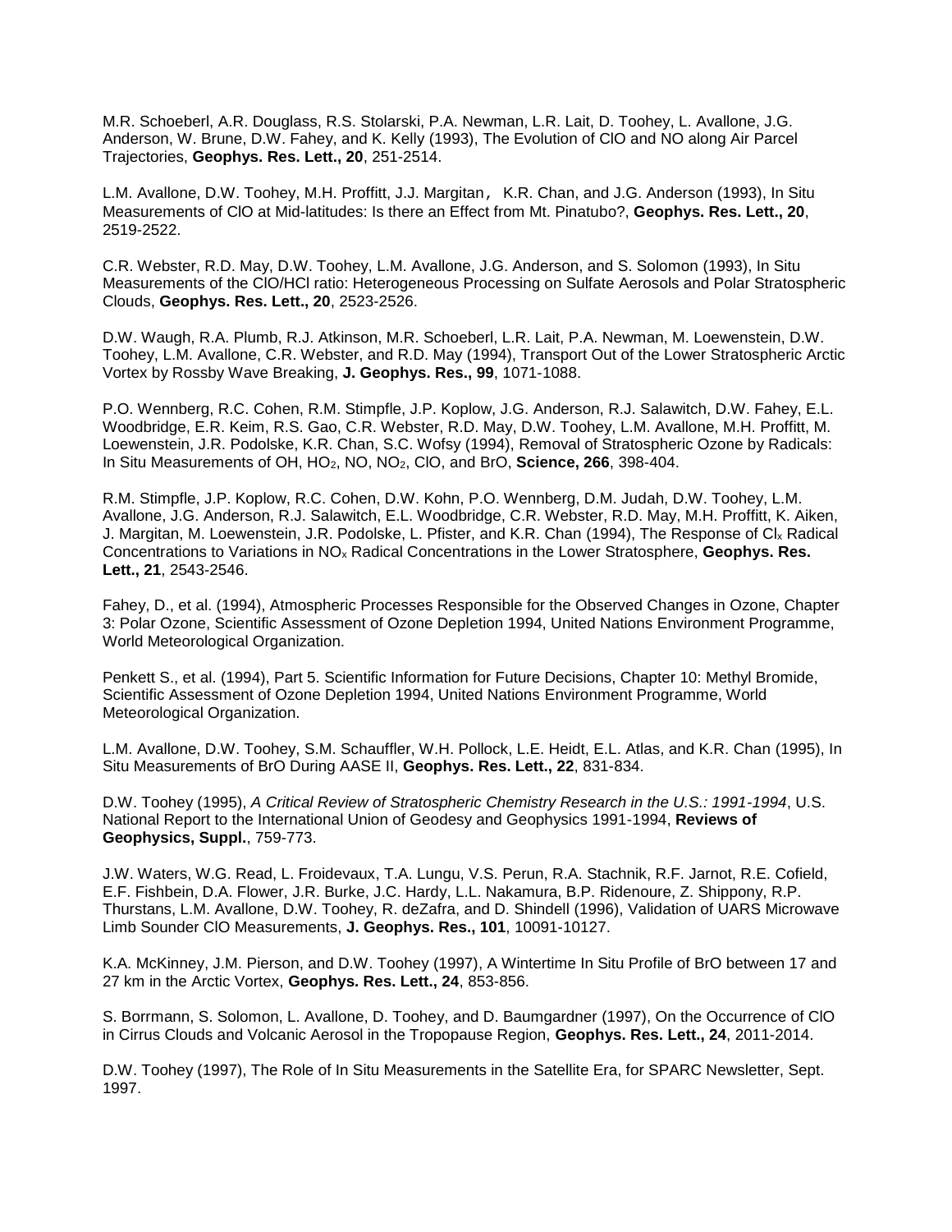M.R. Schoeberl, A.R. Douglass, R.S. Stolarski, P.A. Newman, L.R. Lait, D. Toohey, L. Avallone, J.G. Anderson, W. Brune, D.W. Fahey, and K. Kelly (1993), The Evolution of ClO and NO along Air Parcel Trajectories, **Geophys. Res. Lett., 20**, 251-2514.

L.M. Avallone, D.W. Toohey, M.H. Proffitt, J.J. Margitan， K.R. Chan, and J.G. Anderson (1993), In Situ Measurements of ClO at Mid-latitudes: Is there an Effect from Mt. Pinatubo?, **Geophys. Res. Lett., 20**, 2519-2522.

C.R. Webster, R.D. May, D.W. Toohey, L.M. Avallone, J.G. Anderson, and S. Solomon (1993), In Situ Measurements of the ClO/HCl ratio: Heterogeneous Processing on Sulfate Aerosols and Polar Stratospheric Clouds, **Geophys. Res. Lett., 20**, 2523-2526.

D.W. Waugh, R.A. Plumb, R.J. Atkinson, M.R. Schoeberl, L.R. Lait, P.A. Newman, M. Loewenstein, D.W. Toohey, L.M. Avallone, C.R. Webster, and R.D. May (1994), Transport Out of the Lower Stratospheric Arctic Vortex by Rossby Wave Breaking, **J. Geophys. Res., 99**, 1071-1088.

P.O. Wennberg, R.C. Cohen, R.M. Stimpfle, J.P. Koplow, J.G. Anderson, R.J. Salawitch, D.W. Fahey, E.L. Woodbridge, E.R. Keim, R.S. Gao, C.R. Webster, R.D. May, D.W. Toohey, L.M. Avallone, M.H. Proffitt, M. Loewenstein, J.R. Podolske, K.R. Chan, S.C. Wofsy (1994), Removal of Stratospheric Ozone by Radicals: In Situ Measurements of OH, $HO_2$, NO, $NO_2$, ClO, and BrO, **Science, 266**, 398-404.

R.M. Stimpfle, J.P. Koplow, R.C. Cohen, D.W. Kohn, P.O. Wennberg, D.M. Judah, D.W. Toohey, L.M. Avallone, J.G. Anderson, R.J. Salawitch, E.L. Woodbridge, C.R. Webster, R.D. May, M.H. Proffitt, K. Aiken, J. Margitan, M. Loewenstein, J.R. Podolske, L. Pfister, and K.R. Chan (1994), The Response of $Cl_x$ Radical Concentrations to Variations in $NO_x$ Radical Concentrations in the Lower Stratosphere, **Geophys. Res. Lett., 21**, 2543-2546.

Fahey, D., et al. (1994), Atmospheric Processes Responsible for the Observed Changes in Ozone, Chapter 3: Polar Ozone, Scientific Assessment of Ozone Depletion 1994, United Nations Environment Programme, World Meteorological Organization.

Penkett S., et al. (1994), Part 5. Scientific Information for Future Decisions, Chapter 10: Methyl Bromide, Scientific Assessment of Ozone Depletion 1994, United Nations Environment Programme, World Meteorological Organization.

L.M. Avallone, D.W. Toohey, S.M. Schauffler, W.H. Pollock, L.E. Heidt, E.L. Atlas, and K.R. Chan (1995), In Situ Measurements of BrO During AASE II, **Geophys. Res. Lett., 22**, 831-834.

D.W. Toohey (1995), *A Critical Review of Stratospheric Chemistry Research in the U.S.: 1991-1994*, U.S. National Report to the International Union of Geodesy and Geophysics 1991-1994, **Reviews of Geophysics, Suppl.**, 759-773.

J.W. Waters, W.G. Read, L. Froidevaux, T.A. Lungu, V.S. Perun, R.A. Stachnik, R.F. Jarnot, R.E. Cofield, E.F. Fishbein, D.A. Flower, J.R. Burke, J.C. Hardy, L.L. Nakamura, B.P. Ridenoure, Z. Shippony, R.P. Thurstans, L.M. Avallone, D.W. Toohey, R. deZafra, and D. Shindell (1996), Validation of UARS Microwave Limb Sounder ClO Measurements, **J. Geophys. Res., 101**, 10091-10127.

K.A. McKinney, J.M. Pierson, and D.W. Toohey (1997), A Wintertime In Situ Profile of BrO between 17 and 27 km in the Arctic Vortex, **Geophys. Res. Lett., 24**, 853-856.

S. Borrmann, S. Solomon, L. Avallone, D. Toohey, and D. Baumgardner (1997), On the Occurrence of ClO in Cirrus Clouds and Volcanic Aerosol in the Tropopause Region, **Geophys. Res. Lett., 24**, 2011-2014.

D.W. Toohey (1997), The Role of In Situ Measurements in the Satellite Era, for SPARC Newsletter, Sept. 1997.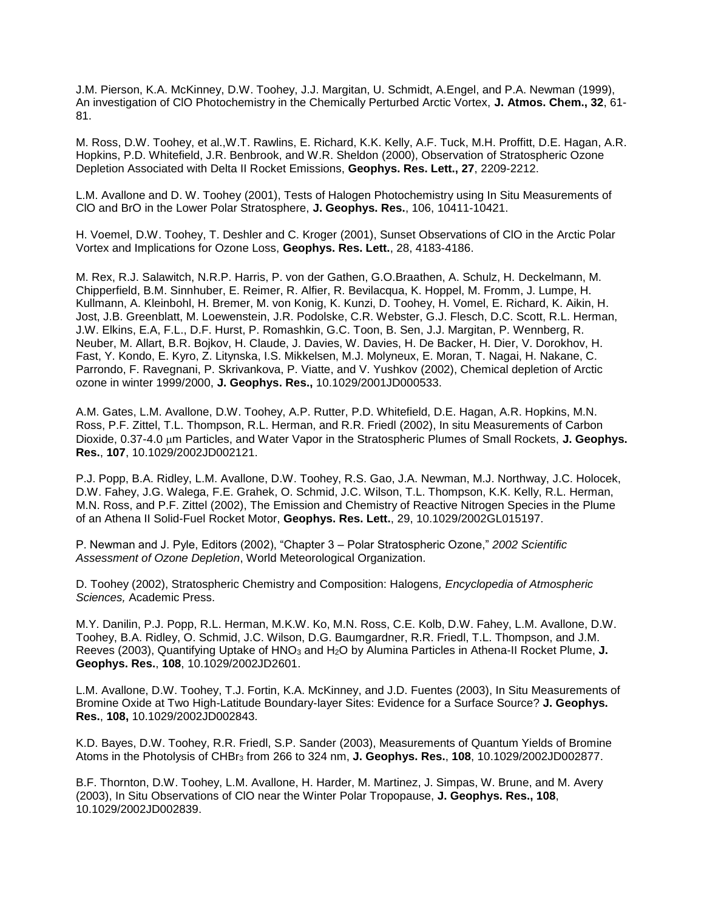J.M. Pierson, K.A. McKinney, D.W. Toohey, J.J. Margitan, U. Schmidt, A.Engel, and P.A. Newman (1999), An investigation of ClO Photochemistry in the Chemically Perturbed Arctic Vortex, **J. Atmos. Chem., 32**, 61-81.

M. Ross, D.W. Toohey, et al.,W.T. Rawlins, E. Richard, K.K. Kelly, A.F. Tuck, M.H. Proffitt, D.E. Hagan, A.R. Hopkins, P.D. Whitefield, J.R. Benbrook, and W.R. Sheldon (2000), Observation of Stratospheric Ozone Depletion Associated with Delta II Rocket Emissions, **Geophys. Res. Lett., 27**, 2209-2212.

L.M. Avallone and D. W. Toohey (2001), Tests of Halogen Photochemistry using In Situ Measurements of ClO and BrO in the Lower Polar Stratosphere, **J. Geophys. Res.**, 106, 10411-10421.

H. Voemel, D.W. Toohey, T. Deshler and C. Kroger (2001), Sunset Observations of ClO in the Arctic Polar Vortex and Implications for Ozone Loss, **Geophys. Res. Lett.**, 28, 4183-4186.

M. Rex, R.J. Salawitch, N.R.P. Harris, P. von der Gathen, G.O.Braathen, A. Schulz, H. Deckelmann, M. Chipperfield, B.M. Sinnhuber, E. Reimer, R. Alfier, R. Bevilacqua, K. Hoppel, M. Fromm, J. Lumpe, H. Kullmann, A. Kleinbohl, H. Bremer, M. von Konig, K. Kunzi, D. Toohey, H. Vomel, E. Richard, K. Aikin, H. Jost, J.B. Greenblatt, M. Loewenstein, J.R. Podolske, C.R. Webster, G.J. Flesch, D.C. Scott, R.L. Herman, J.W. Elkins, E.A, F.L., D.F. Hurst, P. Romashkin, G.C. Toon, B. Sen, J.J. Margitan, P. Wennberg, R. Neuber, M. Allart, B.R. Bojkov, H. Claude, J. Davies, W. Davies, H. De Backer, H. Dier, V. Dorokhov, H. Fast, Y. Kondo, E. Kyro, Z. Litynska, I.S. Mikkelsen, M.J. Molyneux, E. Moran, T. Nagai, H. Nakane, C. Parrondo, F. Ravegnani, P. Skrivankova, P. Viatte, and V. Yushkov (2002), Chemical depletion of Arctic ozone in winter 1999/2000, **J. Geophys. Res.,** 10.1029/2001JD000533.

A.M. Gates, L.M. Avallone, D.W. Toohey, A.P. Rutter, P.D. Whitefield, D.E. Hagan, A.R. Hopkins, M.N. Ross, P.F. Zittel, T.L. Thompson, R.L. Herman, and R.R. Friedl (2002), In situ Measurements of Carbon Dioxide, 0.37-4.0 μm Particles, and Water Vapor in the Stratospheric Plumes of Small Rockets, **J. Geophys. Res.**, **107**, 10.1029/2002JD002121.

P.J. Popp, B.A. Ridley, L.M. Avallone, D.W. Toohey, R.S. Gao, J.A. Newman, M.J. Northway, J.C. Holocek, D.W. Fahey, J.G. Walega, F.E. Grahek, O. Schmid, J.C. Wilson, T.L. Thompson, K.K. Kelly, R.L. Herman, M.N. Ross, and P.F. Zittel (2002), The Emission and Chemistry of Reactive Nitrogen Species in the Plume of an Athena II Solid-Fuel Rocket Motor, **Geophys. Res. Lett.**, 29, 10.1029/2002GL015197.

P. Newman and J. Pyle, Editors (2002), "Chapter 3 – Polar Stratospheric Ozone," *2002 Scientific Assessment of Ozone Depletion*, World Meteorological Organization.

D. Toohey (2002), Stratospheric Chemistry and Composition: Halogens*, Encyclopedia of Atmospheric Sciences,* Academic Press.

M.Y. Danilin, P.J. Popp, R.L. Herman, M.K.W. Ko, M.N. Ross, C.E. Kolb, D.W. Fahey, L.M. Avallone, D.W. Toohey, B.A. Ridley, O. Schmid, J.C. Wilson, D.G. Baumgardner, R.R. Friedl, T.L. Thompson, and J.M. Reeves (2003), Quantifying Uptake of $HNO_3$ and $H_2O$ by Alumina Particles in Athena-II Rocket Plume, **J. Geophys. Res.**, **108**, 10.1029/2002JD2601.

L.M. Avallone, D.W. Toohey, T.J. Fortin, K.A. McKinney, and J.D. Fuentes (2003), In Situ Measurements of Bromine Oxide at Two High-Latitude Boundary-layer Sites: Evidence for a Surface Source? **J. Geophys. Res.**, **108,** 10.1029/2002JD002843.

K.D. Bayes, D.W. Toohey, R.R. Friedl, S.P. Sander (2003), Measurements of Quantum Yields of Bromine Atoms in the Photolysis of $CHBr_3$ from 266 to 324 nm, **J. Geophys. Res.**, **108**, 10.1029/2002JD002877.

B.F. Thornton, D.W. Toohey, L.M. Avallone, H. Harder, M. Martinez, J. Simpas, W. Brune, and M. Avery (2003), In Situ Observations of ClO near the Winter Polar Tropopause, **J. Geophys. Res., 108**, 10.1029/2002JD002839.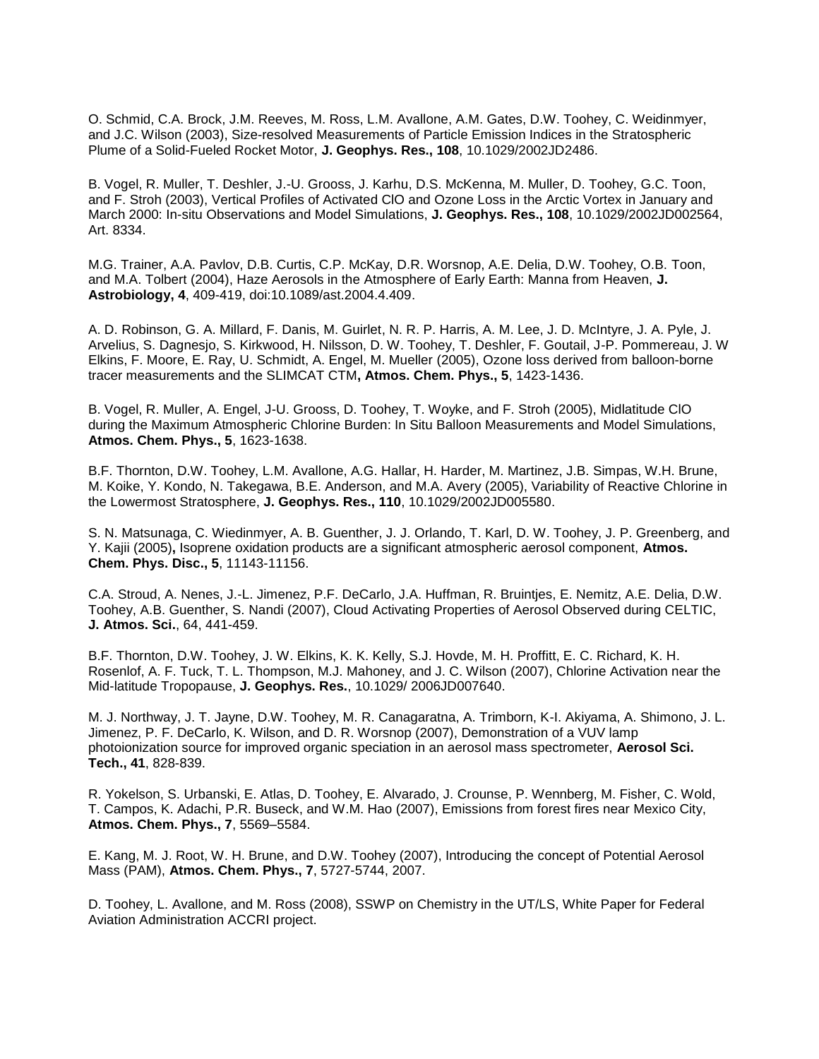O. Schmid, C.A. Brock, J.M. Reeves, M. Ross, L.M. Avallone, A.M. Gates, D.W. Toohey, C. Weidinmyer, and J.C. Wilson (2003), Size-resolved Measurements of Particle Emission Indices in the Stratospheric Plume of a Solid-Fueled Rocket Motor, **J. Geophys. Res., 108**, 10.1029/2002JD2486.

B. Vogel, R. Muller, T. Deshler, J.-U. Grooss, J. Karhu, D.S. McKenna, M. Muller, D. Toohey, G.C. Toon, and F. Stroh (2003), Vertical Profiles of Activated ClO and Ozone Loss in the Arctic Vortex in January and March 2000: In-situ Observations and Model Simulations, **J. Geophys. Res., 108**, 10.1029/2002JD002564, Art. 8334.

M.G. Trainer, A.A. Pavlov, D.B. Curtis, C.P. McKay, D.R. Worsnop, A.E. Delia, D.W. Toohey, O.B. Toon, and M.A. Tolbert (2004), Haze Aerosols in the Atmosphere of Early Earth: Manna from Heaven, **J. Astrobiology, 4**, 409-419, doi:10.1089/ast.2004.4.409.

A. D. Robinson, G. A. Millard, F. Danis, M. Guirlet, N. R. P. Harris, A. M. Lee, J. D. McIntyre, J. A. Pyle, J. Arvelius, S. Dagnesjo, S. Kirkwood, H. Nilsson, D. W. Toohey, T. Deshler, F. Goutail, J-P. Pommereau, J. W Elkins, F. Moore, E. Ray, U. Schmidt, A. Engel, M. Mueller (2005), Ozone loss derived from balloon-borne tracer measurements and the SLIMCAT CTM**, Atmos. Chem. Phys., 5**, 1423-1436.

B. Vogel, R. Muller, A. Engel, J-U. Grooss, D. Toohey, T. Woyke, and F. Stroh (2005), Midlatitude ClO during the Maximum Atmospheric Chlorine Burden: In Situ Balloon Measurements and Model Simulations, **Atmos. Chem. Phys., 5**, 1623-1638.

B.F. Thornton, D.W. Toohey, L.M. Avallone, A.G. Hallar, H. Harder, M. Martinez, J.B. Simpas, W.H. Brune, M. Koike, Y. Kondo, N. Takegawa, B.E. Anderson, and M.A. Avery (2005), Variability of Reactive Chlorine in the Lowermost Stratosphere, **J. Geophys. Res., 110**, 10.1029/2002JD005580.

S. N. Matsunaga, C. Wiedinmyer, A. B. Guenther, J. J. Orlando, T. Karl, D. W. Toohey, J. P. Greenberg, and Y. Kajii (2005)**,** Isoprene oxidation products are a significant atmospheric aerosol component, **Atmos. Chem. Phys. Disc., 5**, 11143-11156.

C.A. Stroud, A. Nenes, J.-L. Jimenez, P.F. DeCarlo, J.A. Huffman, R. Bruintjes, E. Nemitz, A.E. Delia, D.W. Toohey, A.B. Guenther, S. Nandi (2007), Cloud Activating Properties of Aerosol Observed during CELTIC, **J. Atmos. Sci.**, 64, 441-459.

B.F. Thornton, D.W. Toohey, J. W. Elkins, K. K. Kelly, S.J. Hovde, M. H. Proffitt, E. C. Richard, K. H. Rosenlof, A. F. Tuck, T. L. Thompson, M.J. Mahoney, and J. C. Wilson (2007), Chlorine Activation near the Mid-latitude Tropopause, **J. Geophys. Res.**, 10.1029/ 2006JD007640.

M. J. Northway, J. T. Jayne, D.W. Toohey, M. R. Canagaratna, A. Trimborn, K-I. Akiyama, A. Shimono, J. L. Jimenez, P. F. DeCarlo, K. Wilson, and D. R. Worsnop (2007), Demonstration of a VUV lamp photoionization source for improved organic speciation in an aerosol mass spectrometer, **Aerosol Sci. Tech., 41**, 828-839.

R. Yokelson, S. Urbanski, E. Atlas, D. Toohey, E. Alvarado, J. Crounse, P. Wennberg, M. Fisher, C. Wold, T. Campos, K. Adachi, P.R. Buseck, and W.M. Hao (2007), Emissions from forest fires near Mexico City, **Atmos. Chem. Phys., 7**, 5569–5584.

E. Kang, M. J. Root, W. H. Brune, and D.W. Toohey (2007), Introducing the concept of Potential Aerosol Mass (PAM), **Atmos. Chem. Phys., 7**, 5727-5744, 2007.

D. Toohey, L. Avallone, and M. Ross (2008), SSWP on Chemistry in the UT/LS, White Paper for Federal Aviation Administration ACCRI project.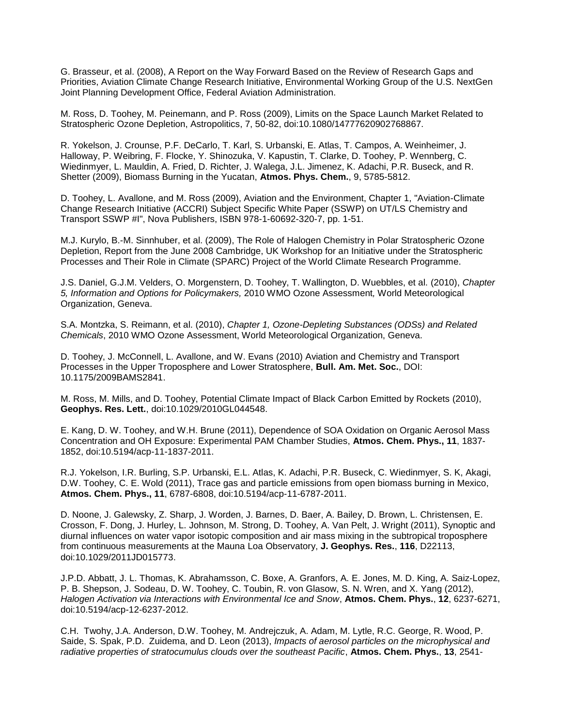G. Brasseur, et al. (2008), A Report on the Way Forward Based on the Review of Research Gaps and Priorities, Aviation Climate Change Research Initiative, Environmental Working Group of the U.S. NextGen Joint Planning Development Office, Federal Aviation Administration.

M. Ross, D. Toohey, M. Peinemann, and P. Ross (2009), Limits on the Space Launch Market Related to Stratospheric Ozone Depletion, Astropolitics, 7, 50-82, doi:10.1080/14777620902768867.

R. Yokelson, J. Crounse, P.F. DeCarlo, T. Karl, S. Urbanski, E. Atlas, T. Campos, A. Weinheimer, J. Halloway, P. Weibring, F. Flocke, Y. Shinozuka, V. Kapustin, T. Clarke, D. Toohey, P. Wennberg, C. Wiedinmyer, L. Mauldin, A. Fried, D. Richter, J. Walega, J.L. Jimenez, K. Adachi, P.R. Buseck, and R. Shetter (2009), Biomass Burning in the Yucatan, **Atmos. Phys. Chem.**, 9, 5785-5812.

D. Toohey, L. Avallone, and M. Ross (2009), Aviation and the Environment, Chapter 1, "Aviation-Climate Change Research Initiative (ACCRI) Subject Specific White Paper (SSWP) on UT/LS Chemistry and Transport SSWP #I", Nova Publishers, ISBN 978-1-60692-320-7, pp. 1-51.

M.J. Kurylo, B.-M. Sinnhuber, et al. (2009), The Role of Halogen Chemistry in Polar Stratospheric Ozone Depletion, Report from the June 2008 Cambridge, UK Workshop for an Initiative under the Stratospheric Processes and Their Role in Climate (SPARC) Project of the World Climate Research Programme.

J.S. Daniel, G.J.M. Velders, O. Morgenstern, D. Toohey, T. Wallington, D. Wuebbles, et al. (2010), *Chapter 5, Information and Options for Policymakers,* 2010 WMO Ozone Assessment*,* World Meteorological Organization, Geneva.

S.A. Montzka, S. Reimann, et al. (2010), *Chapter 1, Ozone-Depleting Substances (ODSs) and Related Chemicals*, 2010 WMO Ozone Assessment, World Meteorological Organization, Geneva.

D. Toohey, J. McConnell, L. Avallone, and W. Evans (2010) Aviation and Chemistry and Transport Processes in the Upper Troposphere and Lower Stratosphere, **Bull. Am. Met. Soc.**, DOI: 10.1175/2009BAMS2841.

M. Ross, M. Mills, and D. Toohey, Potential Climate Impact of Black Carbon Emitted by Rockets (2010), **Geophys. Res. Lett.**, doi:10.1029/2010GL044548.

E. Kang, D. W. Toohey, and W.H. Brune (2011), Dependence of SOA Oxidation on Organic Aerosol Mass Concentration and OH Exposure: Experimental PAM Chamber Studies, **Atmos. Chem. Phys., 11**, 1837-1852, doi:10.5194/acp-11-1837-2011.

R.J. Yokelson, I.R. Burling, S.P. Urbanski, E.L. Atlas, K. Adachi, P.R. Buseck, C. Wiedinmyer, S. K, Akagi, D.W. Toohey, C. E. Wold (2011), Trace gas and particle emissions from open biomass burning in Mexico, **Atmos. Chem. Phys., 11**, 6787-6808, doi:10.5194/acp-11-6787-2011.

D. Noone, J. Galewsky, Z. Sharp, J. Worden, J. Barnes, D. Baer, A. Bailey, D. Brown, L. Christensen, E. Crosson, F. Dong, J. Hurley, L. Johnson, M. Strong, D. Toohey, A. Van Pelt, J. Wright (2011), Synoptic and diurnal influences on water vapor isotopic composition and air mass mixing in the subtropical troposphere from continuous measurements at the Mauna Loa Observatory, **J. Geophys. Res.**, **116**, D22113, doi:10.1029/2011JD015773.

J.P.D. Abbatt, J. L. Thomas, K. Abrahamsson, C. Boxe, A. Granfors, A. E. Jones, M. D. King, A. Saiz-Lopez, P. B. Shepson, J. Sodeau, D. W. Toohey, C. Toubin, R. von Glasow, S. N. Wren, and X. Yang (2012), *Halogen Activation via Interactions with Environmental Ice and Snow*, **Atmos. Chem. Phys.**, **12**, 6237-6271, doi:10.5194/acp-12-6237-2012.

C.H. Twohy, J.A. Anderson, D.W. Toohey, M. Andrejczuk, A. Adam, M. Lytle, R.C. George, R. Wood, P. Saide, S. Spak, P.D. Zuidema, and D. Leon (2013), *Impacts of aerosol particles on the microphysical and radiative properties of stratocumulus clouds over the southeast Pacific*, **Atmos. Chem. Phys.**, **13**, 2541-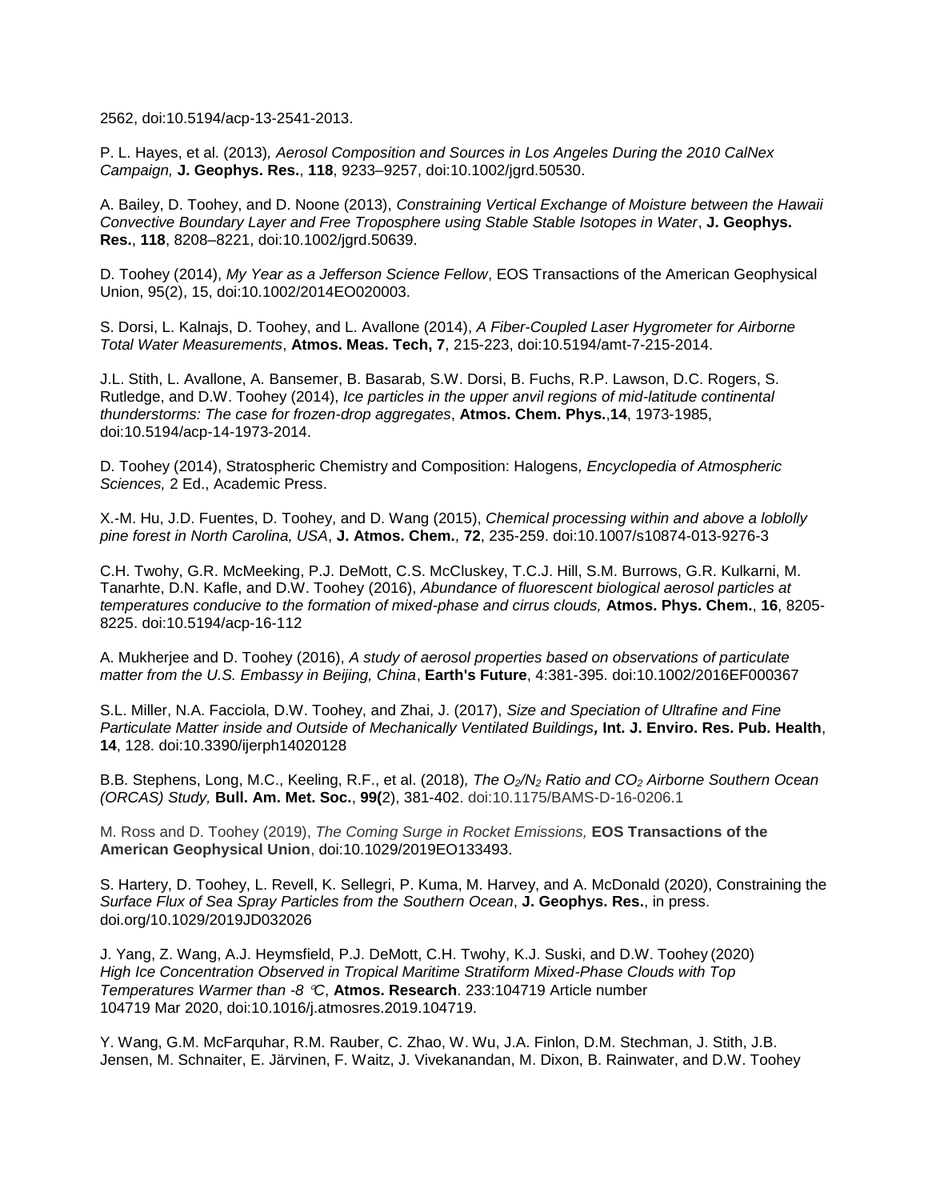2562, doi:10.5194/acp-13-2541-2013.

P. L. Hayes, et al. (2013), *Aerosol Composition and Sources in Los Angeles During the 2010 CalNex Campaign,* **J. Geophys. Res.**, **118**, 9233–9257, doi:10.1002/jgrd.50530.

A. Bailey, D. Toohey, and D. Noone (2013), *Constraining Vertical Exchange of Moisture between the Hawaii Convective Boundary Layer and Free Troposphere using Stable Stable Isotopes in Water*, **J. Geophys. Res.**, **118**, 8208–8221, doi:10.1002/jgrd.50639.

D. Toohey (2014), *My Year as a Jefferson Science Fellow*, EOS Transactions of the American Geophysical Union, 95(2), 15, doi:10.1002/2014EO020003.

S. Dorsi, L. Kalnajs, D. Toohey, and L. Avallone (2014), *A Fiber-Coupled Laser Hygrometer for Airborne Total Water Measurements*, **Atmos. Meas. Tech, 7**, 215-223, doi:10.5194/amt-7-215-2014.

J.L. Stith, L. Avallone, A. Bansemer, B. Basarab, S.W. Dorsi, B. Fuchs, R.P. Lawson, D.C. Rogers, S. Rutledge, and D.W. Toohey (2014), *Ice particles in the upper anvil regions of mid-latitude continental thunderstorms: The case for frozen-drop aggregates*, **Atmos. Chem. Phys.**,**14**, 1973-1985, doi:10.5194/acp-14-1973-2014.

D. Toohey (2014), Stratospheric Chemistry and Composition: Halogens*, Encyclopedia of Atmospheric Sciences,* 2 Ed., Academic Press.

X.-M. Hu, J.D. Fuentes, D. Toohey, and D. Wang (2015), *Chemical processing within and above a loblolly pine forest in North Carolina, USA*, **J. Atmos. Chem.**, **72**, 235-259. doi:10.1007/s10874-013-9276-3

C.H. Twohy, G.R. McMeeking, P.J. DeMott, C.S. McCluskey, T.C.J. Hill, S.M. Burrows, G.R. Kulkarni, M. Tanarhte, D.N. Kafle, and D.W. Toohey (2016), *Abundance of fluorescent biological aerosol particles at temperatures conducive to the formation of mixed-phase and cirrus clouds,* **Atmos. Phys. Chem.**, **16**, 8205-8225. doi:10.5194/acp-16-112

A. Mukherjee and D. Toohey (2016), *A study of aerosol properties based on observations of particulate matter from the U.S. Embassy in Beijing, China*, **Earth's Future**, 4:381-395. doi:10.1002/2016EF000367

S.L. Miller, N.A. Facciola, D.W. Toohey, and Zhai, J. (2017), *Size and Speciation of Ultrafine and Fine Particulate Matter inside and Outside of Mechanically Ventilated Buildings***, Int. J. Enviro. Res. Pub. Health**, **14**, 128. doi:10.3390/ijerph14020128

B.B. Stephens, Long, M.C., Keeling, R.F., et al. (2018)*, The $O_2/N_2$ Ratio and $CO_2$ Airborne Southern Ocean (ORCAS) Study,* **Bull. Am. Met. Soc.**, **99(**2), 381-402. doi:10.1175/BAMS-D-16-0206.1

M. Ross and D. Toohey (2019), *The Coming Surge in Rocket Emissions,* **EOS Transactions of the American Geophysical Union**, doi:10.1029/2019EO133493.

S. Hartery, D. Toohey, L. Revell, K. Sellegri, P. Kuma, M. Harvey, and A. McDonald (2020), Constraining the *Surface Flux of Sea Spray Particles from the Southern Ocean*, **J. Geophys. Res.**, in press. doi.org/10.1029/2019JD032026

J. Yang, Z. Wang, A.J. Heymsfield, P.J. DeMott, C.H. Twohy, K.J. Suski, and D.W. Toohey (2020) *High Ice Concentration Observed in Tropical Maritime Stratiform Mixed-Phase Clouds with Top Temperatures Warmer than -8 ℃*, **Atmos. Research**. 233:104719 Article number 104719 Mar 2020, doi:10.1016/j.atmosres.2019.104719.

Y. Wang, G.M. McFarquhar, R.M. Rauber, C. Zhao, W. Wu, J.A. Finlon, D.M. Stechman, J. Stith, J.B. Jensen, M. Schnaiter, E. Järvinen, F. Waitz, J. Vivekanandan, M. Dixon, B. Rainwater, and D.W. Toohey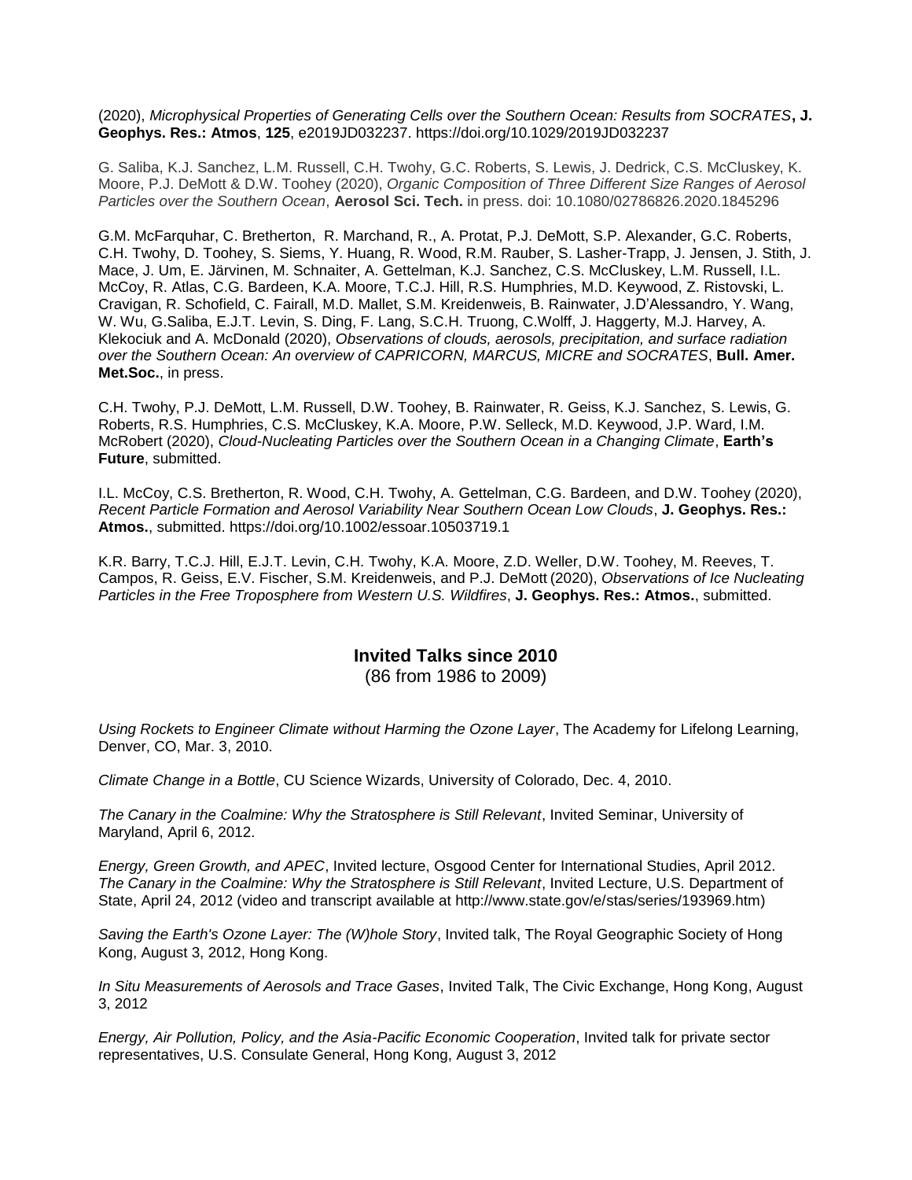(2020), *Microphysical Properties of Generating Cells over the Southern Ocean: Results from SOCRATES***, J. Geophys. Res.: Atmos**, **125**, e2019JD032237. https://doi.org/10.1029/2019JD032237

G. Saliba, K.J. Sanchez, L.M. Russell, C.H. Twohy, G.C. Roberts, S. Lewis, J. Dedrick, C.S. McCluskey, K. Moore, P.J. DeMott & D.W. Toohey (2020), *Organic Composition of Three Different Size Ranges of Aerosol Particles over the Southern Ocean*, **Aerosol Sci. Tech.** in press. doi: 10.1080/02786826.2020.1845296

G.M. McFarquhar, C. Bretherton, R. Marchand, R., A. Protat, P.J. DeMott, S.P. Alexander, G.C. Roberts, C.H. Twohy, D. Toohey, S. Siems, Y. Huang, R. Wood, R.M. Rauber, S. Lasher-Trapp, J. Jensen, J. Stith, J. Mace, J. Um, E. Järvinen, M. Schnaiter, A. Gettelman, K.J. Sanchez, C.S. McCluskey, L.M. Russell, I.L. McCoy, R. Atlas, C.G. Bardeen, K.A. Moore, T.C.J. Hill, R.S. Humphries, M.D. Keywood, Z. Ristovski, L. Cravigan, R. Schofield, C. Fairall, M.D. Mallet, S.M. Kreidenweis, B. Rainwater, J.D'Alessandro, Y. Wang, W. Wu, G.Saliba, E.J.T. Levin, S. Ding, F. Lang, S.C.H. Truong, C.Wolff, J. Haggerty, M.J. Harvey, A. Klekociuk and A. McDonald (2020), *Observations of clouds, aerosols, precipitation, and surface radiation over the Southern Ocean: An overview of CAPRICORN, MARCUS, MICRE and SOCRATES*, **Bull. Amer. Met.Soc.**, in press.

C.H. Twohy, P.J. DeMott, L.M. Russell, D.W. Toohey, B. Rainwater, R. Geiss, K.J. Sanchez, S. Lewis, G. Roberts, R.S. Humphries, C.S. McCluskey, K.A. Moore, P.W. Selleck, M.D. Keywood, J.P. Ward, I.M. McRobert (2020), *Cloud-Nucleating Particles over the Southern Ocean in a Changing Climate*, **Earth's Future**, submitted.

I.L. McCoy, C.S. Bretherton, R. Wood, C.H. Twohy, A. Gettelman, C.G. Bardeen, and D.W. Toohey (2020), *Recent Particle Formation and Aerosol Variability Near Southern Ocean Low Clouds*, **J. Geophys. Res.: Atmos.**, submitted. https://doi.org/10.1002/essoar.10503719.1

K.R. Barry, T.C.J. Hill, E.J.T. Levin, C.H. Twohy, K.A. Moore, Z.D. Weller, D.W. Toohey, M. Reeves, T. Campos, R. Geiss, E.V. Fischer, S.M. Kreidenweis, and P.J. DeMott (2020), *Observations of Ice Nucleating Particles in the Free Troposphere from Western U.S. Wildfires*, **J. Geophys. Res.: Atmos.**, submitted.

## Invited Talks since 2010

(86 from 1986 to 2009)

*Using Rockets to Engineer Climate without Harming the Ozone Layer*, The Academy for Lifelong Learning, Denver, CO, Mar. 3, 2010.

*Climate Change in a Bottle*, CU Science Wizards, University of Colorado, Dec. 4, 2010.

*The Canary in the Coalmine: Why the Stratosphere is Still Relevant*, Invited Seminar, University of Maryland, April 6, 2012.

*Energy, Green Growth, and APEC*, Invited lecture, Osgood Center for International Studies, April 2012.
*The Canary in the Coalmine: Why the Stratosphere is Still Relevant*, Invited Lecture, U.S. Department of State, April 24, 2012 (video and transcript available at http://www.state.gov/e/stas/series/193969.htm)

*Saving the Earth's Ozone Layer: The (W)hole Story*, Invited talk, The Royal Geographic Society of Hong Kong, August 3, 2012, Hong Kong.

*In Situ Measurements of Aerosols and Trace Gases*, Invited Talk, The Civic Exchange, Hong Kong, August 3, 2012

*Energy, Air Pollution, Policy, and the Asia-Pacific Economic Cooperation*, Invited talk for private sector representatives, U.S. Consulate General, Hong Kong, August 3, 2012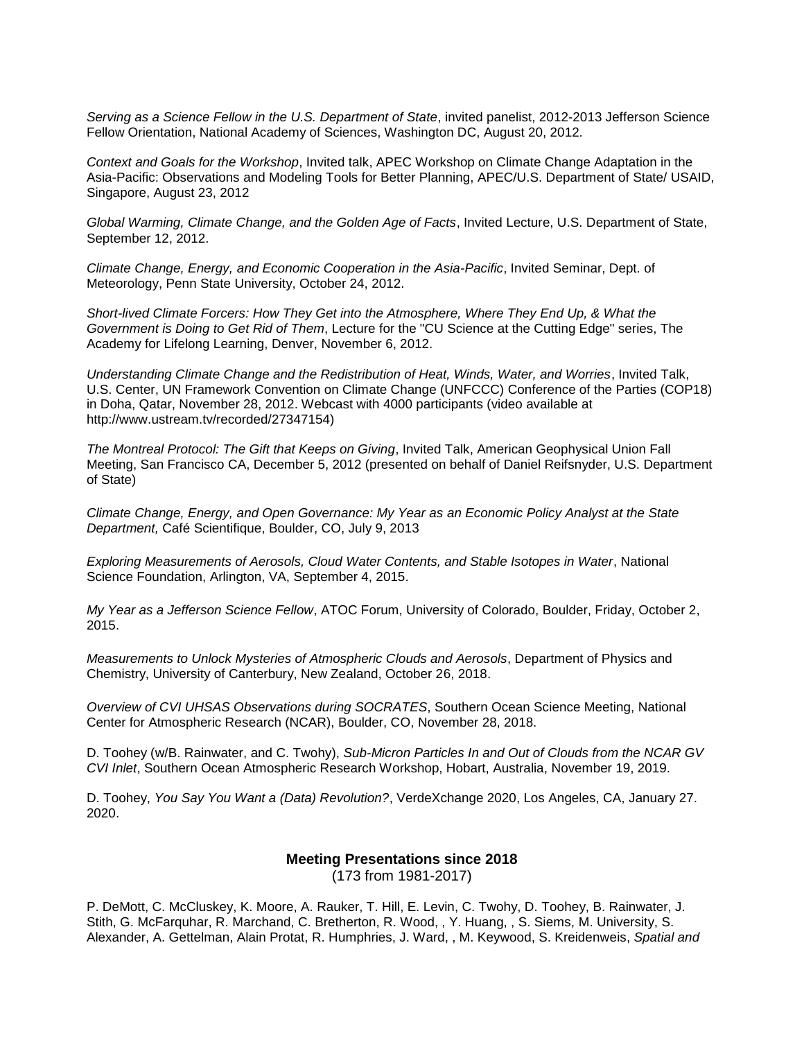*Serving as a Science Fellow in the U.S. Department of State*, invited panelist, 2012-2013 Jefferson Science Fellow Orientation, National Academy of Sciences, Washington DC, August 20, 2012.

*Context and Goals for the Workshop*, Invited talk, APEC Workshop on Climate Change Adaptation in the Asia-Pacific: Observations and Modeling Tools for Better Planning, APEC/U.S. Department of State/ USAID, Singapore, August 23, 2012

*Global Warming, Climate Change, and the Golden Age of Facts*, Invited Lecture, U.S. Department of State, September 12, 2012.

*Climate Change, Energy, and Economic Cooperation in the Asia-Pacific*, Invited Seminar, Dept. of Meteorology, Penn State University, October 24, 2012.

*Short-lived Climate Forcers: How They Get into the Atmosphere, Where They End Up, & What the Government is Doing to Get Rid of Them*, Lecture for the "CU Science at the Cutting Edge" series, The Academy for Lifelong Learning, Denver, November 6, 2012.

*Understanding Climate Change and the Redistribution of Heat, Winds, Water, and Worries*, Invited Talk, U.S. Center, UN Framework Convention on Climate Change (UNFCCC) Conference of the Parties (COP18) in Doha, Qatar, November 28, 2012. Webcast with 4000 participants (video available at http://www.ustream.tv/recorded/27347154)

*The Montreal Protocol: The Gift that Keeps on Giving*, Invited Talk, American Geophysical Union Fall Meeting, San Francisco CA, December 5, 2012 (presented on behalf of Daniel Reifsnyder, U.S. Department of State)

*Climate Change, Energy, and Open Governance: My Year as an Economic Policy Analyst at the State Department,* Café Scientifique, Boulder, CO, July 9, 2013

*Exploring Measurements of Aerosols, Cloud Water Contents, and Stable Isotopes in Water*, National Science Foundation, Arlington, VA, September 4, 2015.

*My Year as a Jefferson Science Fellow*, ATOC Forum, University of Colorado, Boulder, Friday, October 2, 2015.

*Measurements to Unlock Mysteries of Atmospheric Clouds and Aerosols*, Department of Physics and Chemistry, University of Canterbury, New Zealand, October 26, 2018.

*Overview of CVI UHSAS Observations during SOCRATES*, Southern Ocean Science Meeting, National Center for Atmospheric Research (NCAR), Boulder, CO, November 28, 2018.

D. Toohey (w/B. Rainwater, and C. Twohy), *Sub-Micron Particles In and Out of Clouds from the NCAR GV CVI Inlet*, Southern Ocean Atmospheric Research Workshop, Hobart, Australia, November 19, 2019.

D. Toohey, *You Say You Want a (Data) Revolution?*, VerdeXchange 2020, Los Angeles, CA, January 27. 2020.

## Meeting Presentations since 2018

(173 from 1981-2017)

P. DeMott, C. McCluskey, K. Moore, A. Rauker, T. Hill, E. Levin, C. Twohy, D. Toohey, B. Rainwater, J. Stith, G. McFarquhar, R. Marchand, C. Bretherton, R. Wood, , Y. Huang, , S. Siems, M. University, S. Alexander, A. Gettelman, Alain Protat, R. Humphries, J. Ward, , M. Keywood, S. Kreidenweis, *Spatial and*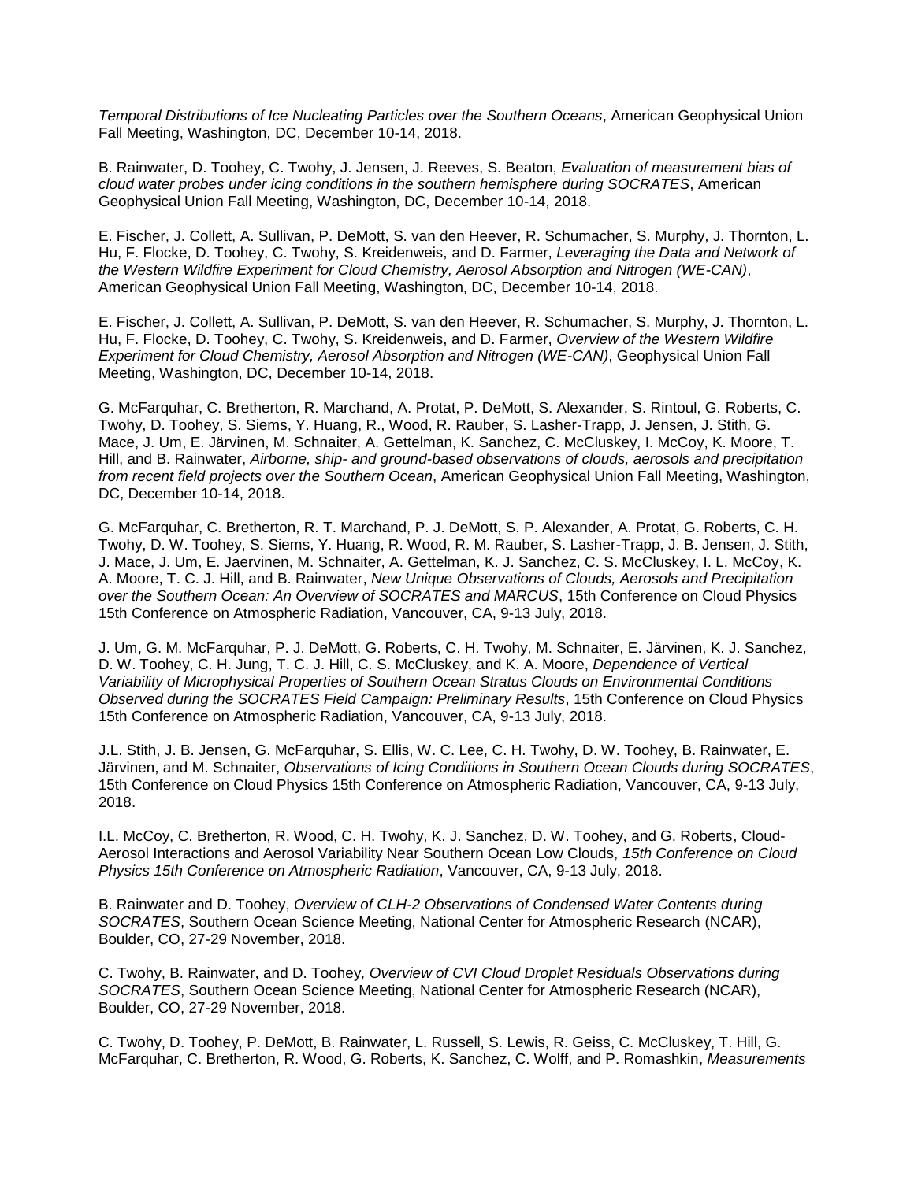*Temporal Distributions of Ice Nucleating Particles over the Southern Oceans*, American Geophysical Union Fall Meeting, Washington, DC, December 10-14, 2018.

B. Rainwater, D. Toohey, C. Twohy, J. Jensen, J. Reeves, S. Beaton, *Evaluation of measurement bias of cloud water probes under icing conditions in the southern hemisphere during SOCRATES*, American Geophysical Union Fall Meeting, Washington, DC, December 10-14, 2018.

E. Fischer, J. Collett, A. Sullivan, P. DeMott, S. van den Heever, R. Schumacher, S. Murphy, J. Thornton, L. Hu, F. Flocke, D. Toohey, C. Twohy, S. Kreidenweis, and D. Farmer, *Leveraging the Data and Network of the Western Wildfire Experiment for Cloud Chemistry, Aerosol Absorption and Nitrogen (WE-CAN)*, American Geophysical Union Fall Meeting, Washington, DC, December 10-14, 2018.

E. Fischer, J. Collett, A. Sullivan, P. DeMott, S. van den Heever, R. Schumacher, S. Murphy, J. Thornton, L. Hu, F. Flocke, D. Toohey, C. Twohy, S. Kreidenweis, and D. Farmer, *Overview of the Western Wildfire Experiment for Cloud Chemistry, Aerosol Absorption and Nitrogen (WE-CAN)*, Geophysical Union Fall Meeting, Washington, DC, December 10-14, 2018.

G. McFarquhar, C. Bretherton, R. Marchand, A. Protat, P. DeMott, S. Alexander, S. Rintoul, G. Roberts, C. Twohy, D. Toohey, S. Siems, Y. Huang, R., Wood, R. Rauber, S. Lasher-Trapp, J. Jensen, J. Stith, G. Mace, J. Um, E. Järvinen, M. Schnaiter, A. Gettelman, K. Sanchez, C. McCluskey, I. McCoy, K. Moore, T. Hill, and B. Rainwater, *Airborne, ship- and ground-based observations of clouds, aerosols and precipitation from recent field projects over the Southern Ocean*, American Geophysical Union Fall Meeting, Washington, DC, December 10-14, 2018.

G. McFarquhar, C. Bretherton, R. T. Marchand, P. J. DeMott, S. P. Alexander, A. Protat, G. Roberts, C. H. Twohy, D. W. Toohey, S. Siems, Y. Huang, R. Wood, R. M. Rauber, S. Lasher-Trapp, J. B. Jensen, J. Stith, J. Mace, J. Um, E. Jaervinen, M. Schnaiter, A. Gettelman, K. J. Sanchez, C. S. McCluskey, I. L. McCoy, K. A. Moore, T. C. J. Hill, and B. Rainwater, *New Unique Observations of Clouds, Aerosols and Precipitation over the Southern Ocean: An Overview of SOCRATES and MARCUS*, 15th Conference on Cloud Physics 15th Conference on Atmospheric Radiation, Vancouver, CA, 9-13 July, 2018.

J. Um, G. M. McFarquhar, P. J. DeMott, G. Roberts, C. H. Twohy, M. Schnaiter, E. Järvinen, K. J. Sanchez, D. W. Toohey, C. H. Jung, T. C. J. Hill, C. S. McCluskey, and K. A. Moore, *Dependence of Vertical Variability of Microphysical Properties of Southern Ocean Stratus Clouds on Environmental Conditions Observed during the SOCRATES Field Campaign: Preliminary Results*, 15th Conference on Cloud Physics 15th Conference on Atmospheric Radiation, Vancouver, CA, 9-13 July, 2018.

J.L. Stith, J. B. Jensen, G. McFarquhar, S. Ellis, W. C. Lee, C. H. Twohy, D. W. Toohey, B. Rainwater, E. Järvinen, and M. Schnaiter, *Observations of Icing Conditions in Southern Ocean Clouds during SOCRATES*, 15th Conference on Cloud Physics 15th Conference on Atmospheric Radiation, Vancouver, CA, 9-13 July, 2018.

I.L. McCoy, C. Bretherton, R. Wood, C. H. Twohy, K. J. Sanchez, D. W. Toohey, and G. Roberts, Cloud-Aerosol Interactions and Aerosol Variability Near Southern Ocean Low Clouds, *15th Conference on Cloud Physics 15th Conference on Atmospheric Radiation*, Vancouver, CA, 9-13 July, 2018.

B. Rainwater and D. Toohey, *Overview of CLH-2 Observations of Condensed Water Contents during SOCRATES*, Southern Ocean Science Meeting, National Center for Atmospheric Research (NCAR), Boulder, CO, 27-29 November, 2018.

C. Twohy, B. Rainwater, and D. Toohey*, Overview of CVI Cloud Droplet Residuals Observations during SOCRATES*, Southern Ocean Science Meeting, National Center for Atmospheric Research (NCAR), Boulder, CO, 27-29 November, 2018.

C. Twohy, D. Toohey, P. DeMott, B. Rainwater, L. Russell, S. Lewis, R. Geiss, C. McCluskey, T. Hill, G. McFarquhar, C. Bretherton, R. Wood, G. Roberts, K. Sanchez, C. Wolff, and P. Romashkin, *Measurements*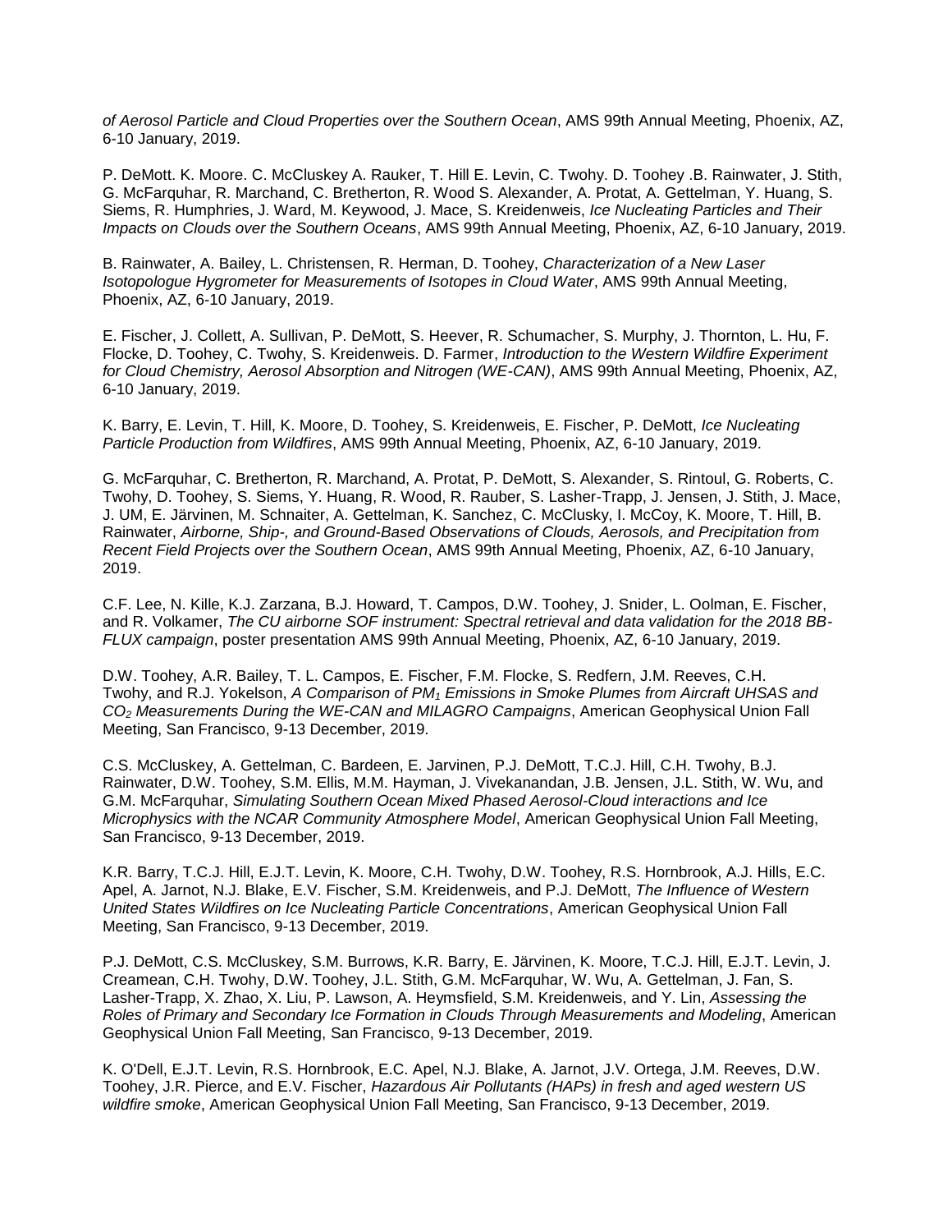*of Aerosol Particle and Cloud Properties over the Southern Ocean*, AMS 99th Annual Meeting, Phoenix, AZ, 6-10 January, 2019.

P. DeMott. K. Moore. C. McCluskey A. Rauker, T. Hill E. Levin, C. Twohy. D. Toohey .B. Rainwater, J. Stith, G. McFarquhar, R. Marchand, C. Bretherton, R. Wood S. Alexander, A. Protat, A. Gettelman, Y. Huang, S. Siems, R. Humphries, J. Ward, M. Keywood, J. Mace, S. Kreidenweis, *Ice Nucleating Particles and Their Impacts on Clouds over the Southern Oceans*, AMS 99th Annual Meeting, Phoenix, AZ, 6-10 January, 2019.

B. Rainwater, A. Bailey, L. Christensen, R. Herman, D. Toohey, *Characterization of a New Laser Isotopologue Hygrometer for Measurements of Isotopes in Cloud Water*, AMS 99th Annual Meeting, Phoenix, AZ, 6-10 January, 2019.

E. Fischer, J. Collett, A. Sullivan, P. DeMott, S. Heever, R. Schumacher, S. Murphy, J. Thornton, L. Hu, F. Flocke, D. Toohey, C. Twohy, S. Kreidenweis. D. Farmer, *Introduction to the Western Wildfire Experiment for Cloud Chemistry, Aerosol Absorption and Nitrogen (WE-CAN)*, AMS 99th Annual Meeting, Phoenix, AZ, 6-10 January, 2019.

K. Barry, E. Levin, T. Hill, K. Moore, D. Toohey, S. Kreidenweis, E. Fischer, P. DeMott, *Ice Nucleating Particle Production from Wildfires*, AMS 99th Annual Meeting, Phoenix, AZ, 6-10 January, 2019.

G. McFarquhar, C. Bretherton, R. Marchand, A. Protat, P. DeMott, S. Alexander, S. Rintoul, G. Roberts, C. Twohy, D. Toohey, S. Siems, Y. Huang, R. Wood, R. Rauber, S. Lasher-Trapp, J. Jensen, J. Stith, J. Mace, J. UM, E. Järvinen, M. Schnaiter, A. Gettelman, K. Sanchez, C. McClusky, I. McCoy, K. Moore, T. Hill, B. Rainwater, *Airborne, Ship-, and Ground-Based Observations of Clouds, Aerosols, and Precipitation from Recent Field Projects over the Southern Ocean*, AMS 99th Annual Meeting, Phoenix, AZ, 6-10 January, 2019.

C.F. Lee, N. Kille, K.J. Zarzana, B.J. Howard, T. Campos, D.W. Toohey, J. Snider, L. Oolman, E. Fischer, and R. Volkamer, *The CU airborne SOF instrument: Spectral retrieval and data validation for the 2018 BB-FLUX campaign*, poster presentation AMS 99th Annual Meeting, Phoenix, AZ, 6-10 January, 2019.

D.W. Toohey, A.R. Bailey, T. L. Campos, E. Fischer, F.M. Flocke, S. Redfern, J.M. Reeves, C.H. Twohy, and R.J. Yokelson, *A Comparison of $PM_1$ Emissions in Smoke Plumes from Aircraft UHSAS and $CO_2$ Measurements During the WE-CAN and MILAGRO Campaigns*, American Geophysical Union Fall Meeting, San Francisco, 9-13 December, 2019.

C.S. McCluskey, A. Gettelman, C. Bardeen, E. Jarvinen, P.J. DeMott, T.C.J. Hill, C.H. Twohy, B.J. Rainwater, D.W. Toohey, S.M. Ellis, M.M. Hayman, J. Vivekanandan, J.B. Jensen, J.L. Stith, W. Wu, and G.M. McFarquhar, *Simulating Southern Ocean Mixed Phased Aerosol-Cloud interactions and Ice Microphysics with the NCAR Community Atmosphere Model*, American Geophysical Union Fall Meeting, San Francisco, 9-13 December, 2019.

K.R. Barry, T.C.J. Hill, E.J.T. Levin, K. Moore, C.H. Twohy, D.W. Toohey, R.S. Hornbrook, A.J. Hills, E.C. Apel, A. Jarnot, N.J. Blake, E.V. Fischer, S.M. Kreidenweis, and P.J. DeMott, *The Influence of Western United States Wildfires on Ice Nucleating Particle Concentrations*, American Geophysical Union Fall Meeting, San Francisco, 9-13 December, 2019.

P.J. DeMott, C.S. McCluskey, S.M. Burrows, K.R. Barry, E. Järvinen, K. Moore, T.C.J. Hill, E.J.T. Levin, J. Creamean, C.H. Twohy, D.W. Toohey, J.L. Stith, G.M. McFarquhar, W. Wu, A. Gettelman, J. Fan, S. Lasher-Trapp, X. Zhao, X. Liu, P. Lawson, A. Heymsfield, S.M. Kreidenweis, and Y. Lin, *Assessing the Roles of Primary and Secondary Ice Formation in Clouds Through Measurements and Modeling*, American Geophysical Union Fall Meeting, San Francisco, 9-13 December, 2019.

K. O'Dell, E.J.T. Levin, R.S. Hornbrook, E.C. Apel, N.J. Blake, A. Jarnot, J.V. Ortega, J.M. Reeves, D.W. Toohey, J.R. Pierce, and E.V. Fischer, *Hazardous Air Pollutants (HAPs) in fresh and aged western US wildfire smoke*, American Geophysical Union Fall Meeting, San Francisco, 9-13 December, 2019.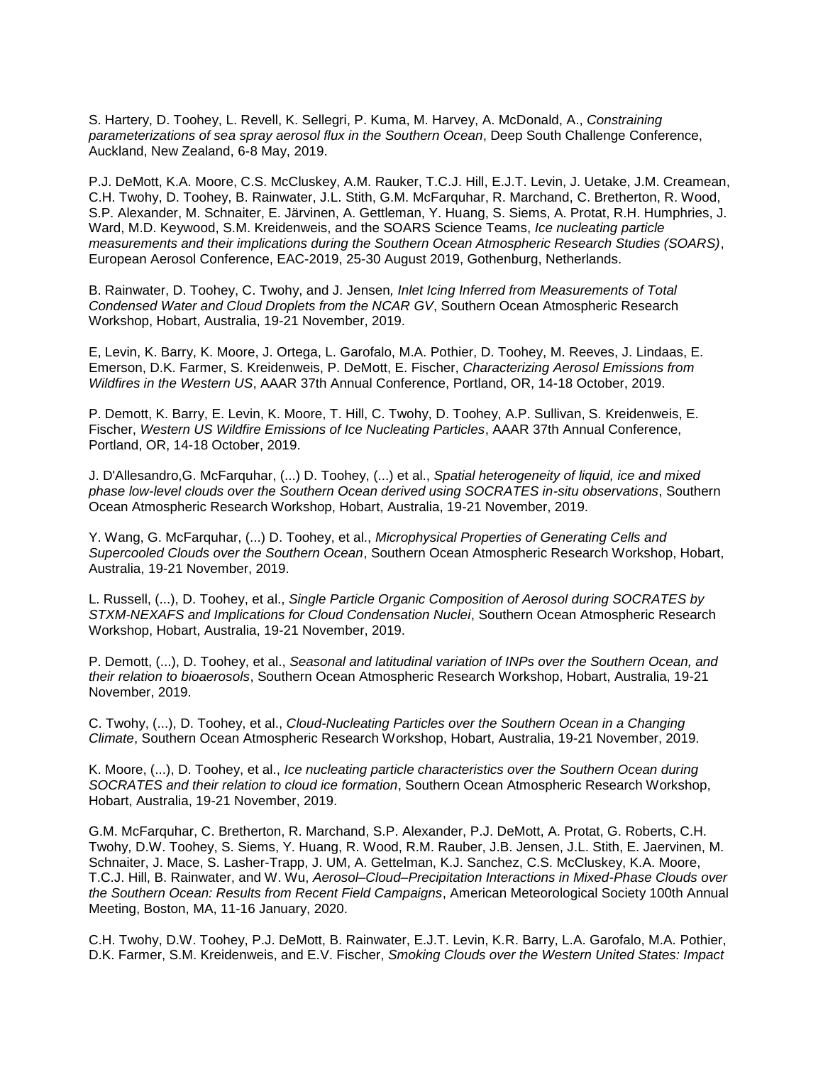S. Hartery, D. Toohey, L. Revell, K. Sellegri, P. Kuma, M. Harvey, A. McDonald, A., *Constraining parameterizations of sea spray aerosol flux in the Southern Ocean*, Deep South Challenge Conference, Auckland, New Zealand, 6-8 May, 2019.

P.J. DeMott, K.A. Moore, C.S. McCluskey, A.M. Rauker, T.C.J. Hill, E.J.T. Levin, J. Uetake, J.M. Creamean, C.H. Twohy, D. Toohey, B. Rainwater, J.L. Stith, G.M. McFarquhar, R. Marchand, C. Bretherton, R. Wood, S.P. Alexander, M. Schnaiter, E. Järvinen, A. Gettleman, Y. Huang, S. Siems, A. Protat, R.H. Humphries, J. Ward, M.D. Keywood, S.M. Kreidenweis, and the SOARS Science Teams, *Ice nucleating particle measurements and their implications during the Southern Ocean Atmospheric Research Studies (SOARS)*, European Aerosol Conference, EAC-2019, 25-30 August 2019, Gothenburg, Netherlands.

B. Rainwater, D. Toohey, C. Twohy, and J. Jensen*, Inlet Icing Inferred from Measurements of Total Condensed Water and Cloud Droplets from the NCAR GV*, Southern Ocean Atmospheric Research Workshop, Hobart, Australia, 19-21 November, 2019.

E, Levin, K. Barry, K. Moore, J. Ortega, L. Garofalo, M.A. Pothier, D. Toohey, M. Reeves, J. Lindaas, E. Emerson, D.K. Farmer, S. Kreidenweis, P. DeMott, E. Fischer, *Characterizing Aerosol Emissions from Wildfires in the Western US*, AAAR 37th Annual Conference, Portland, OR, 14-18 October, 2019.

P. Demott, K. Barry, E. Levin, K. Moore, T. Hill, C. Twohy, D. Toohey, A.P. Sullivan, S. Kreidenweis, E. Fischer, *Western US Wildfire Emissions of Ice Nucleating Particles*, AAAR 37th Annual Conference, Portland, OR, 14-18 October, 2019.

J. D'Allesandro,G. McFarquhar, (...) D. Toohey, (...) et al., *Spatial heterogeneity of liquid, ice and mixed phase low-level clouds over the Southern Ocean derived using SOCRATES in-situ observations*, Southern Ocean Atmospheric Research Workshop, Hobart, Australia, 19-21 November, 2019.

Y. Wang, G. McFarquhar, (...) D. Toohey, et al., *Microphysical Properties of Generating Cells and Supercooled Clouds over the Southern Ocean*, Southern Ocean Atmospheric Research Workshop, Hobart, Australia, 19-21 November, 2019.

L. Russell, (...), D. Toohey, et al., *Single Particle Organic Composition of Aerosol during SOCRATES by STXM-NEXAFS and Implications for Cloud Condensation Nuclei*, Southern Ocean Atmospheric Research Workshop, Hobart, Australia, 19-21 November, 2019.

P. Demott, (...), D. Toohey, et al., *Seasonal and latitudinal variation of INPs over the Southern Ocean, and their relation to bioaerosols*, Southern Ocean Atmospheric Research Workshop, Hobart, Australia, 19-21 November, 2019.

C. Twohy, (...), D. Toohey, et al., *Cloud-Nucleating Particles over the Southern Ocean in a Changing Climate*, Southern Ocean Atmospheric Research Workshop, Hobart, Australia, 19-21 November, 2019.

K. Moore, (...), D. Toohey, et al., *Ice nucleating particle characteristics over the Southern Ocean during SOCRATES and their relation to cloud ice formation*, Southern Ocean Atmospheric Research Workshop, Hobart, Australia, 19-21 November, 2019.

G.M. McFarquhar, C. Bretherton, R. Marchand, S.P. Alexander, P.J. DeMott, A. Protat, G. Roberts, C.H. Twohy, D.W. Toohey, S. Siems, Y. Huang, R. Wood, R.M. Rauber, J.B. Jensen, J.L. Stith, E. Jaervinen, M. Schnaiter, J. Mace, S. Lasher-Trapp, J. UM, A. Gettelman, K.J. Sanchez, C.S. McCluskey, K.A. Moore, T.C.J. Hill, B. Rainwater, and W. Wu, *Aerosol–Cloud–Precipitation Interactions in Mixed-Phase Clouds over the Southern Ocean: Results from Recent Field Campaigns*, American Meteorological Society 100th Annual Meeting, Boston, MA, 11-16 January, 2020.

C.H. Twohy, D.W. Toohey, P.J. DeMott, B. Rainwater, E.J.T. Levin, K.R. Barry, L.A. Garofalo, M.A. Pothier, D.K. Farmer, S.M. Kreidenweis, and E.V. Fischer, *Smoking Clouds over the Western United States: Impact*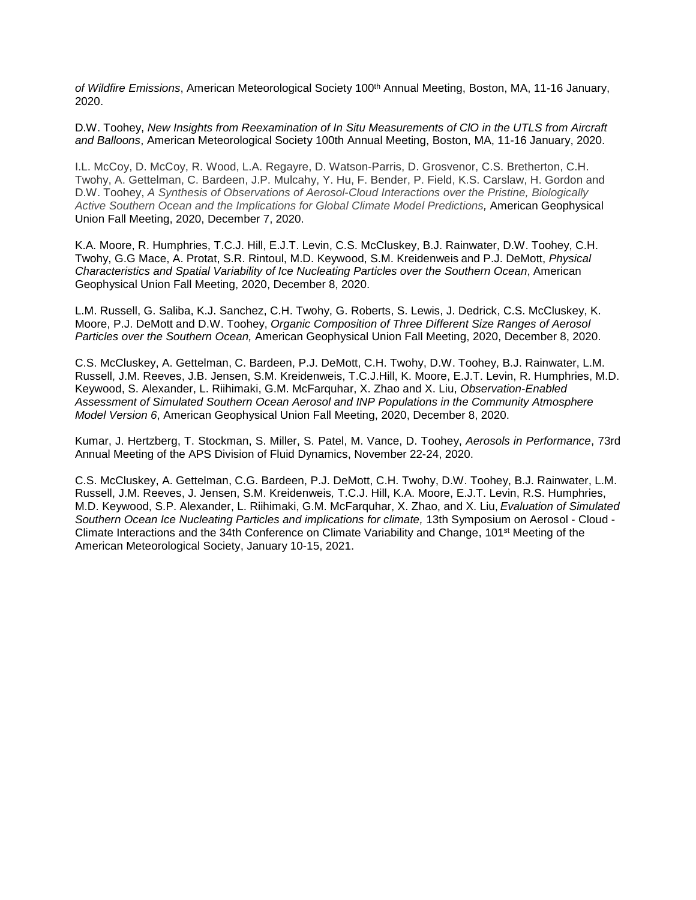*of Wildfire Emissions*, American Meteorological Society 100th Annual Meeting, Boston, MA, 11-16 January, 2020.

D.W. Toohey, *New Insights from Reexamination of In Situ Measurements of ClO in the UTLS from Aircraft and Balloons*, American Meteorological Society 100th Annual Meeting, Boston, MA, 11-16 January, 2020.

I.L. McCoy, D. McCoy, R. Wood, L.A. Regayre, D. Watson-Parris, D. Grosvenor, C.S. Bretherton, C.H. Twohy, A. Gettelman, C. Bardeen, J.P. Mulcahy, Y. Hu, F. Bender, P. Field, K.S. Carslaw, H. Gordon and D.W. Toohey, *A Synthesis of Observations of Aerosol-Cloud Interactions over the Pristine, Biologically Active Southern Ocean and the Implications for Global Climate Model Predictions,* American Geophysical Union Fall Meeting, 2020, December 7, 2020.

K.A. Moore, R. Humphries, T.C.J. Hill, E.J.T. Levin, C.S. McCluskey, B.J. Rainwater, D.W. Toohey, C.H. Twohy, G.G Mace, A. Protat, S.R. Rintoul, M.D. Keywood, S.M. Kreidenweis and P.J. DeMott, *Physical Characteristics and Spatial Variability of Ice Nucleating Particles over the Southern Ocean*, American Geophysical Union Fall Meeting, 2020, December 8, 2020.

L.M. Russell, G. Saliba, K.J. Sanchez, C.H. Twohy, G. Roberts, S. Lewis, J. Dedrick, C.S. McCluskey, K. Moore, P.J. DeMott and D.W. Toohey, *Organic Composition of Three Different Size Ranges of Aerosol Particles over the Southern Ocean,* American Geophysical Union Fall Meeting, 2020, December 8, 2020.

C.S. McCluskey, A. Gettelman, C. Bardeen, P.J. DeMott, C.H. Twohy, D.W. Toohey, B.J. Rainwater, L.M. Russell, J.M. Reeves, J.B. Jensen, S.M. Kreidenweis, T.C.J.Hill, K. Moore, E.J.T. Levin, R. Humphries, M.D. Keywood, S. Alexander, L. Riihimaki, G.M. McFarquhar, X. Zhao and X. Liu, *Observation-Enabled Assessment of Simulated Southern Ocean Aerosol and INP Populations in the Community Atmosphere Model Version 6*, American Geophysical Union Fall Meeting, 2020, December 8, 2020.

Kumar, J. Hertzberg, T. Stockman, S. Miller, S. Patel, M. Vance, D. Toohey, *Aerosols in Performance*, 73rd Annual Meeting of the APS Division of Fluid Dynamics, November 22-24, 2020.

C.S. McCluskey, A. Gettelman, C.G. Bardeen, P.J. DeMott, C.H. Twohy, D.W. Toohey, B.J. Rainwater, L.M. Russell, J.M. Reeves, J. Jensen, S.M. Kreidenweis, T.C.J. Hill, K.A. Moore, E.J.T. Levin, R.S. Humphries, M.D. Keywood, S.P. Alexander, L. Riihimaki, G.M. McFarquhar, X. Zhao, and X. Liu, *Evaluation of Simulated Southern Ocean Ice Nucleating Particles and implications for climate,* 13th Symposium on Aerosol - Cloud - Climate Interactions and the 34th Conference on Climate Variability and Change, 101st Meeting of the American Meteorological Society, January 10-15, 2021.